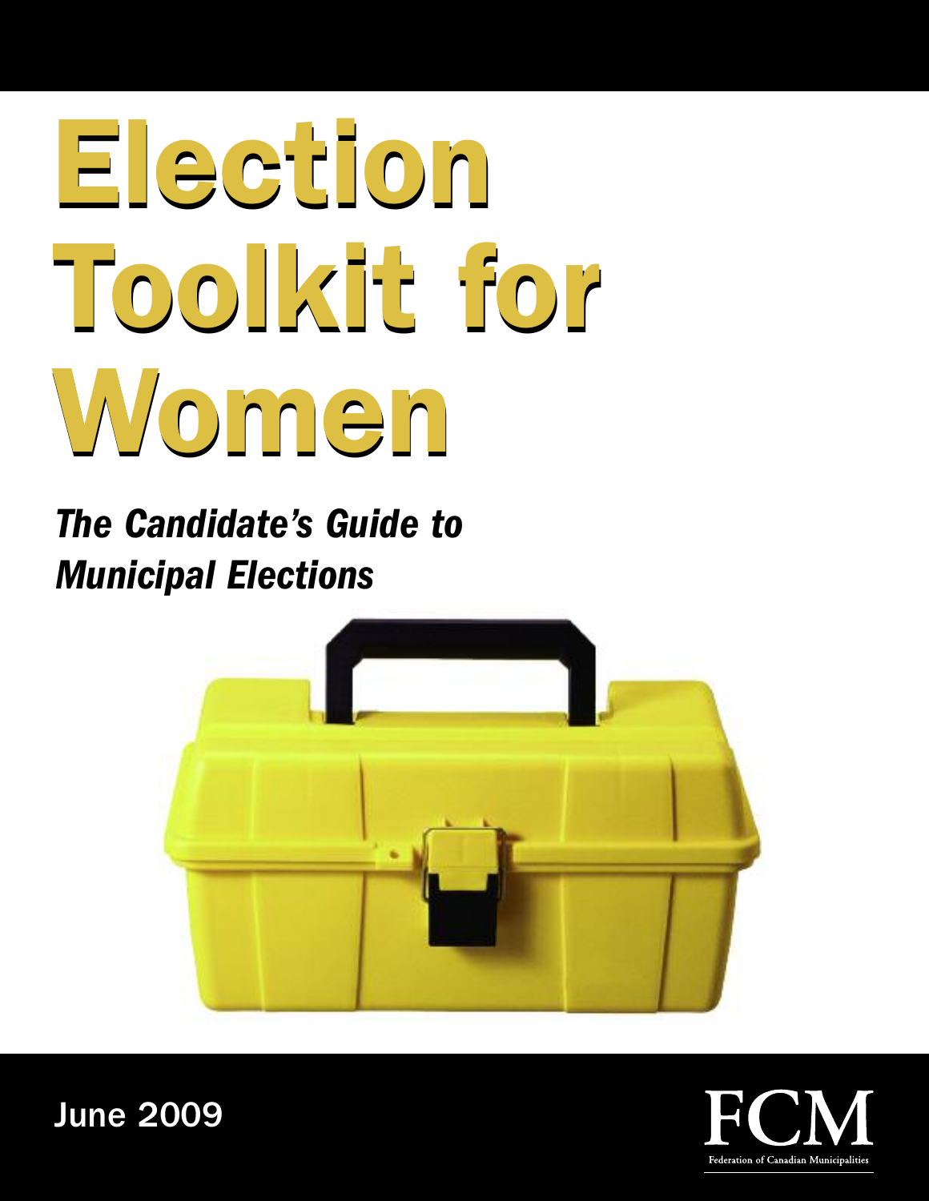# Election Toolkit for Women

## *The Candidate's Guide to Municipal Elections*

June 2009

FCM

Federation of Canadian Municipalities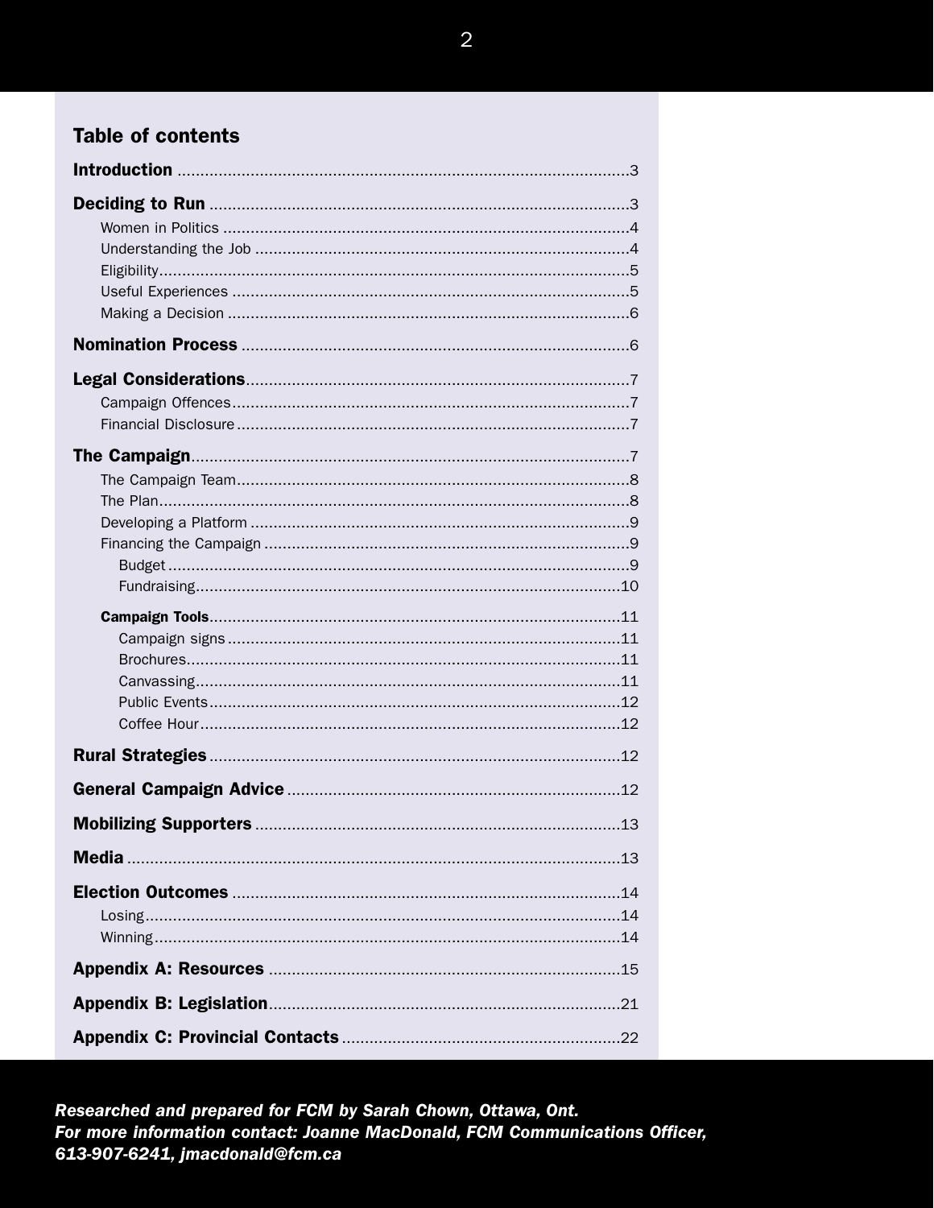## Table of contents

**Introduction** ....................................................................................................3

**Deciding to Run** ............................................................................................3

- Women in Politics ..........................................................................................4
- Understanding the Job ...................................................................................4
- Eligibility........................................................................................................5
- Useful Experiences ........................................................................................5
- Making a Decision ..........................................................................................6

**Nomination Process** .....................................................................................6

**Legal Considerations**....................................................................................7

- Campaign Offences........................................................................................7
- Financial Disclosure.......................................................................................7

**The Campaign**..................................................................................................7

- The Campaign Team.......................................................................................8
- The Plan.........................................................................................................8
- Developing a Platform ....................................................................................9
- Financing the Campaign .................................................................................9
  - Budget .....................................................................................................9
  - Fundraising.............................................................................................10
- **Campaign Tools**..........................................................................................11
  - Campaign signs .......................................................................................11
  - Brochures................................................................................................11
  - Canvassing..............................................................................................11
  - Public Events...........................................................................................12
  - Coffee Hour.............................................................................................12

**Rural Strategies**..........................................................................................12

**General Campaign Advice** .........................................................................12

**Mobilizing Supporters** ................................................................................13

**Media** ............................................................................................................13

**Election Outcomes** .....................................................................................14

- Losing.........................................................................................................14
- Winning.......................................................................................................14

**Appendix A: Resources** .............................................................................15

**Appendix B: Legislation**.............................................................................21

**Appendix C: Provincial Contacts** ..............................................................22

***Researched and prepared for FCM by Sarah Chown, Ottawa, Ont.***
***For more information contact: Joanne MacDonald, FCM Communications Officer, 613-907-6241, jmacdonald@fcm.ca***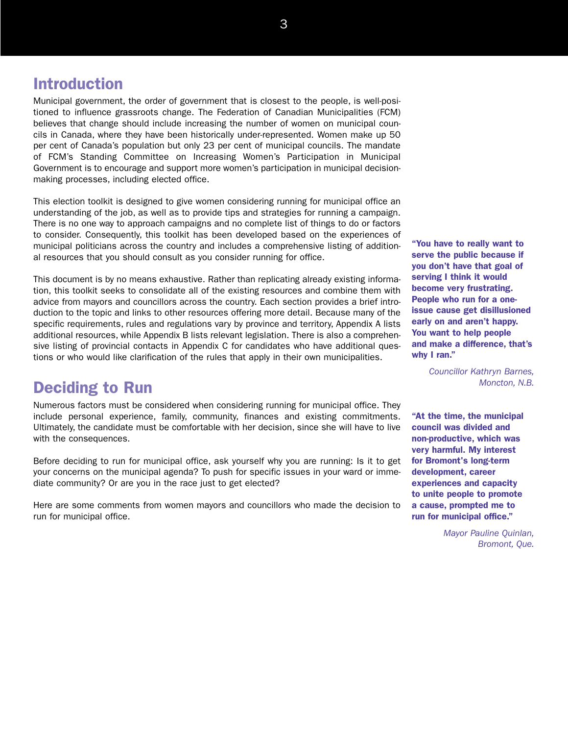## Introduction

Municipal government, the order of government that is closest to the people, is well-positioned to influence grassroots change. The Federation of Canadian Municipalities (FCM) believes that change should include increasing the number of women on municipal councils in Canada, where they have been historically under-represented. Women make up 50 per cent of Canada's population but only 23 per cent of municipal councils. The mandate of FCM's Standing Committee on Increasing Women's Participation in Municipal Government is to encourage and support more women's participation in municipal decision-making processes, including elected office.

This election toolkit is designed to give women considering running for municipal office an understanding of the job, as well as to provide tips and strategies for running a campaign. There is no one way to approach campaigns and no complete list of things to do or factors to consider. Consequently, this toolkit has been developed based on the experiences of municipal politicians across the country and includes a comprehensive listing of additional resources that you should consult as you consider running for office.

This document is by no means exhaustive. Rather than replicating already existing information, this toolkit seeks to consolidate all of the existing resources and combine them with advice from mayors and councillors across the country. Each section provides a brief introduction to the topic and links to other resources offering more detail. Because many of the specific requirements, rules and regulations vary by province and territory, Appendix A lists additional resources, while Appendix B lists relevant legislation. There is also a comprehensive listing of provincial contacts in Appendix C for candidates who have additional questions or who would like clarification of the rules that apply in their own municipalities.

**"You have to really want to serve the public because if you don't have that goal of serving I think it would become very frustrating. People who run for a one-issue cause get disillusioned early on and aren't happy. You want to help people and make a difference, that's why I ran."**

*Councillor Kathryn Barnes, Moncton, N.B.*

## Deciding to Run

Numerous factors must be considered when considering running for municipal office. They include personal experience, family, community, finances and existing commitments. Ultimately, the candidate must be comfortable with her decision, since she will have to live with the consequences.

Before deciding to run for municipal office, ask yourself why you are running: Is it to get your concerns on the municipal agenda? To push for specific issues in your ward or immediate community? Or are you in the race just to get elected?

Here are some comments from women mayors and councillors who made the decision to run for municipal office.

**"At the time, the municipal council was divided and non-productive, which was very harmful. My interest for Bromont's long-term development, career experiences and capacity to unite people to promote a cause, prompted me to run for municipal office."**

*Mayor Pauline Quinlan, Bromont, Que.*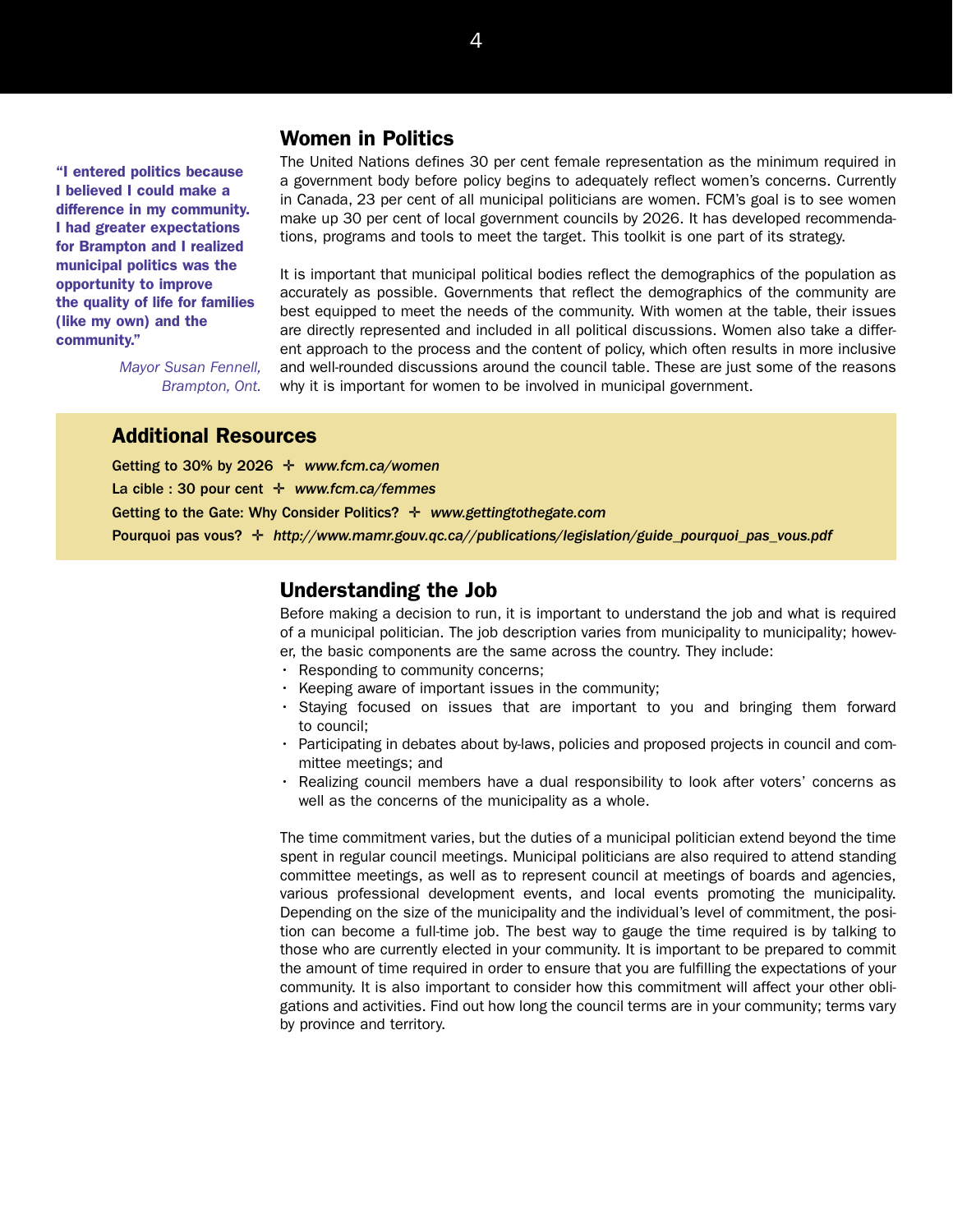## Women in Politics

> **"I entered politics because I believed I could make a difference in my community. I had greater expectations for Brampton and I realized municipal politics was the opportunity to improve the quality of life for families (like my own) and the community."**
>
> *Mayor Susan Fennell, Brampton, Ont.*

The United Nations defines 30 per cent female representation as the minimum required in a government body before policy begins to adequately reflect women's concerns. Currently in Canada, 23 per cent of all municipal politicians are women. FCM's goal is to see women make up 30 per cent of local government councils by 2026. It has developed recommendations, programs and tools to meet the target. This toolkit is one part of its strategy.

It is important that municipal political bodies reflect the demographics of the population as accurately as possible. Governments that reflect the demographics of the community are best equipped to meet the needs of the community. With women at the table, their issues are directly represented and included in all political discussions. Women also take a different approach to the process and the content of policy, which often results in more inclusive and well-rounded discussions around the council table. These are just some of the reasons why it is important for women to be involved in municipal government.

## Additional Resources

**Getting to 30% by 2026** ✛ ***www.fcm.ca/women***

**La cible : 30 pour cent** ✛ ***www.fcm.ca/femmes***

**Getting to the Gate: Why Consider Politics?** ✛ ***www.gettingtothegate.com***

**Pourquoi pas vous?** ✛ ***http://www.mamr.gouv.qc.ca//publications/legislation/guide_pourquoi_pas_vous.pdf***

## Understanding the Job

Before making a decision to run, it is important to understand the job and what is required of a municipal politician. The job description varies from municipality to municipality; however, the basic components are the same across the country. They include:

- Responding to community concerns;
- Keeping aware of important issues in the community;
- Staying focused on issues that are important to you and bringing them forward to council;
- Participating in debates about by-laws, policies and proposed projects in council and committee meetings; and
- Realizing council members have a dual responsibility to look after voters' concerns as well as the concerns of the municipality as a whole.

The time commitment varies, but the duties of a municipal politician extend beyond the time spent in regular council meetings. Municipal politicians are also required to attend standing committee meetings, as well as to represent council at meetings of boards and agencies, various professional development events, and local events promoting the municipality. Depending on the size of the municipality and the individual's level of commitment, the position can become a full-time job. The best way to gauge the time required is by talking to those who are currently elected in your community. It is important to be prepared to commit the amount of time required in order to ensure that you are fulfilling the expectations of your community. It is also important to consider how this commitment will affect your other obligations and activities. Find out how long the council terms are in your community; terms vary by province and territory.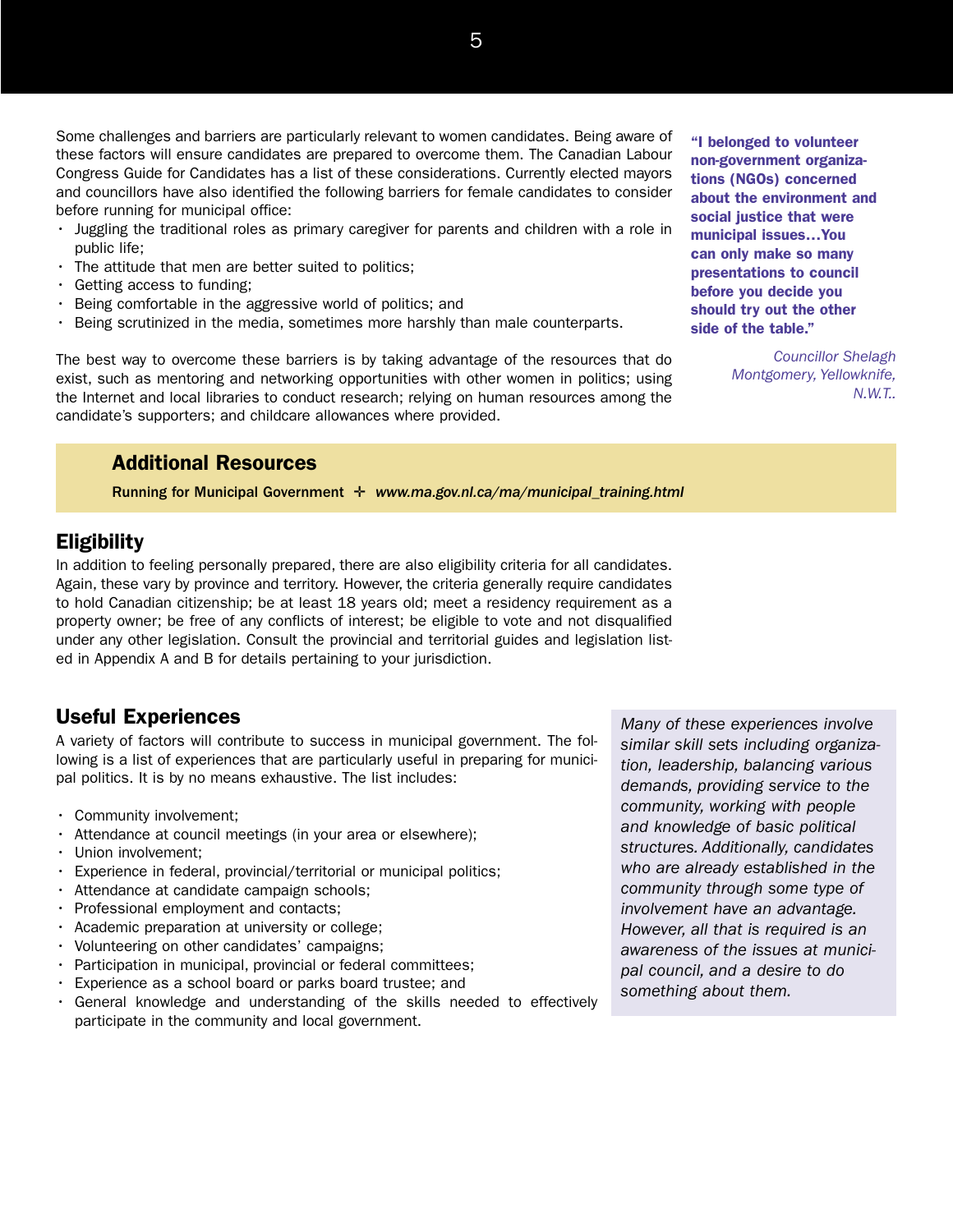Some challenges and barriers are particularly relevant to women candidates. Being aware of these factors will ensure candidates are prepared to overcome them. The Canadian Labour Congress Guide for Candidates has a list of these considerations. Currently elected mayors and councillors have also identified the following barriers for female candidates to consider before running for municipal office:

- Juggling the traditional roles as primary caregiver for parents and children with a role in public life;
- The attitude that men are better suited to politics;
- Getting access to funding;
- Being comfortable in the aggressive world of politics; and
- Being scrutinized in the media, sometimes more harshly than male counterparts.

The best way to overcome these barriers is by taking advantage of the resources that do exist, such as mentoring and networking opportunities with other women in politics; using the Internet and local libraries to conduct research; relying on human resources among the candidate's supporters; and childcare allowances where provided.

**"I belonged to volunteer non-government organizations (NGOs) concerned about the environment and social justice that were municipal issues…You can only make so many presentations to council before you decide you should try out the other side of the table."**

*Councillor Shelagh Montgomery, Yellowknife, N.W.T..*

## Additional Resources

**Running for Municipal Government** ✛ ***www.ma.gov.nl.ca/ma/municipal_training.html***

## Eligibility

In addition to feeling personally prepared, there are also eligibility criteria for all candidates. Again, these vary by province and territory. However, the criteria generally require candidates to hold Canadian citizenship; be at least 18 years old; meet a residency requirement as a property owner; be free of any conflicts of interest; be eligible to vote and not disqualified under any other legislation. Consult the provincial and territorial guides and legislation listed in Appendix A and B for details pertaining to your jurisdiction.

## Useful Experiences

A variety of factors will contribute to success in municipal government. The following is a list of experiences that are particularly useful in preparing for municipal politics. It is by no means exhaustive. The list includes:

- Community involvement;
- Attendance at council meetings (in your area or elsewhere);
- Union involvement;
- Experience in federal, provincial/territorial or municipal politics;
- Attendance at candidate campaign schools;
- Professional employment and contacts;
- Academic preparation at university or college;
- Volunteering on other candidates' campaigns;
- Participation in municipal, provincial or federal committees;
- Experience as a school board or parks board trustee; and
- General knowledge and understanding of the skills needed to effectively participate in the community and local government.

*Many of these experiences involve similar skill sets including organization, leadership, balancing various demands, providing service to the community, working with people and knowledge of basic political structures. Additionally, candidates who are already established in the community through some type of involvement have an advantage. However, all that is required is an awareness of the issues at municipal council, and a desire to do something about them.*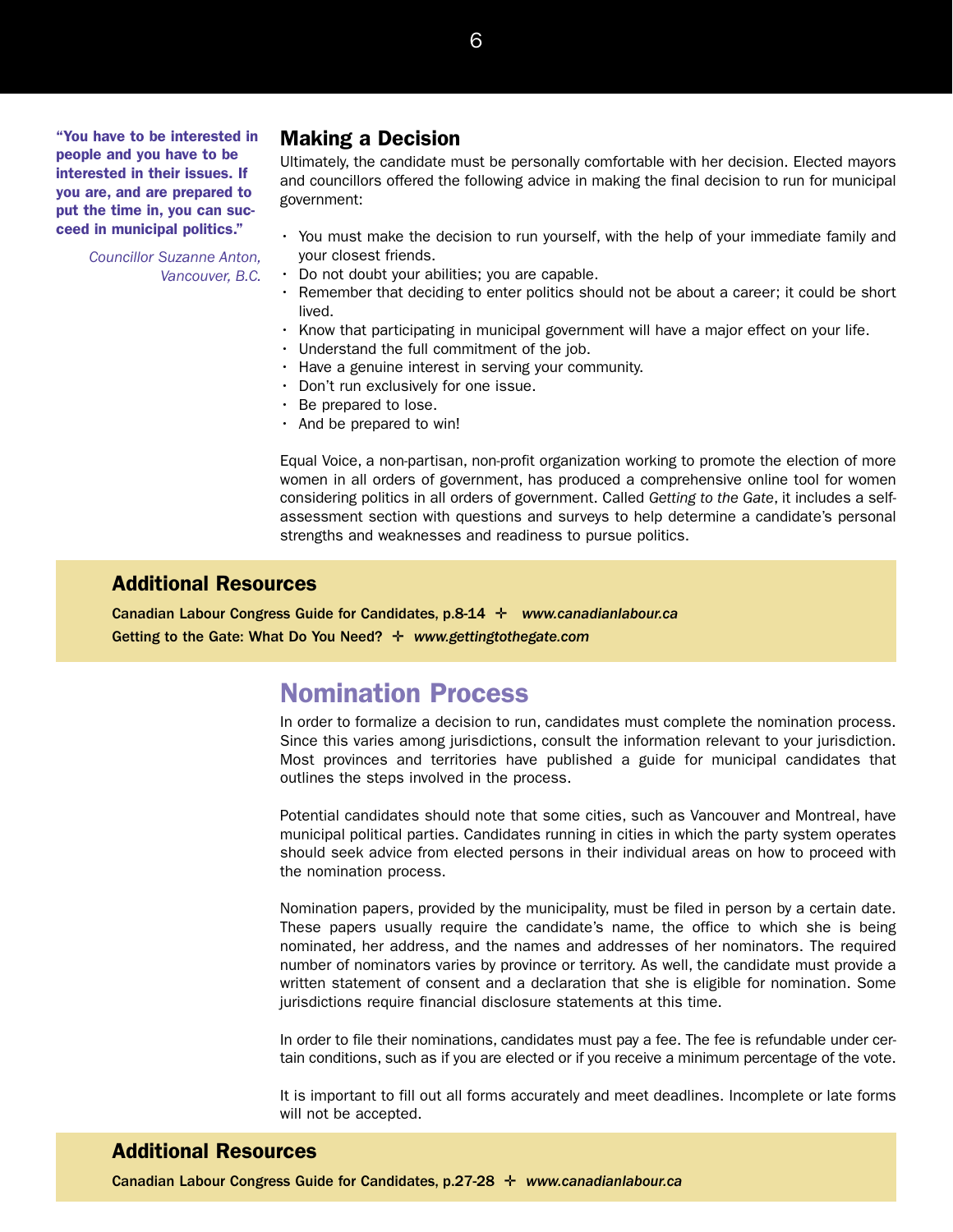> **"You have to be interested in people and you have to be interested in their issues. If you are, and are prepared to put the time in, you can succeed in municipal politics."**
>
> *Councillor Suzanne Anton, Vancouver, B.C.*

### Making a Decision

Ultimately, the candidate must be personally comfortable with her decision. Elected mayors and councillors offered the following advice in making the final decision to run for municipal government:

- You must make the decision to run yourself, with the help of your immediate family and your closest friends.
- Do not doubt your abilities; you are capable.
- Remember that deciding to enter politics should not be about a career; it could be short lived.
- Know that participating in municipal government will have a major effect on your life.
- Understand the full commitment of the job.
- Have a genuine interest in serving your community.
- Don't run exclusively for one issue.
- Be prepared to lose.
- And be prepared to win!

Equal Voice, a non-partisan, non-profit organization working to promote the election of more women in all orders of government, has produced a comprehensive online tool for women considering politics in all orders of government. Called *Getting to the Gate*, it includes a self-assessment section with questions and surveys to help determine a candidate's personal strengths and weaknesses and readiness to pursue politics.

### Additional Resources

**Canadian Labour Congress Guide for Candidates, p.8-14 ✛ *www.canadianlabour.ca***
**Getting to the Gate: What Do You Need? ✛ *www.gettingtothegate.com***

## Nomination Process

In order to formalize a decision to run, candidates must complete the nomination process. Since this varies among jurisdictions, consult the information relevant to your jurisdiction. Most provinces and territories have published a guide for municipal candidates that outlines the steps involved in the process.

Potential candidates should note that some cities, such as Vancouver and Montreal, have municipal political parties. Candidates running in cities in which the party system operates should seek advice from elected persons in their individual areas on how to proceed with the nomination process.

Nomination papers, provided by the municipality, must be filed in person by a certain date. These papers usually require the candidate's name, the office to which she is being nominated, her address, and the names and addresses of her nominators. The required number of nominators varies by province or territory. As well, the candidate must provide a written statement of consent and a declaration that she is eligible for nomination. Some jurisdictions require financial disclosure statements at this time.

In order to file their nominations, candidates must pay a fee. The fee is refundable under certain conditions, such as if you are elected or if you receive a minimum percentage of the vote.

It is important to fill out all forms accurately and meet deadlines. Incomplete or late forms will not be accepted.

### Additional Resources

**Canadian Labour Congress Guide for Candidates, p.27-28 ✛ *www.canadianlabour.ca***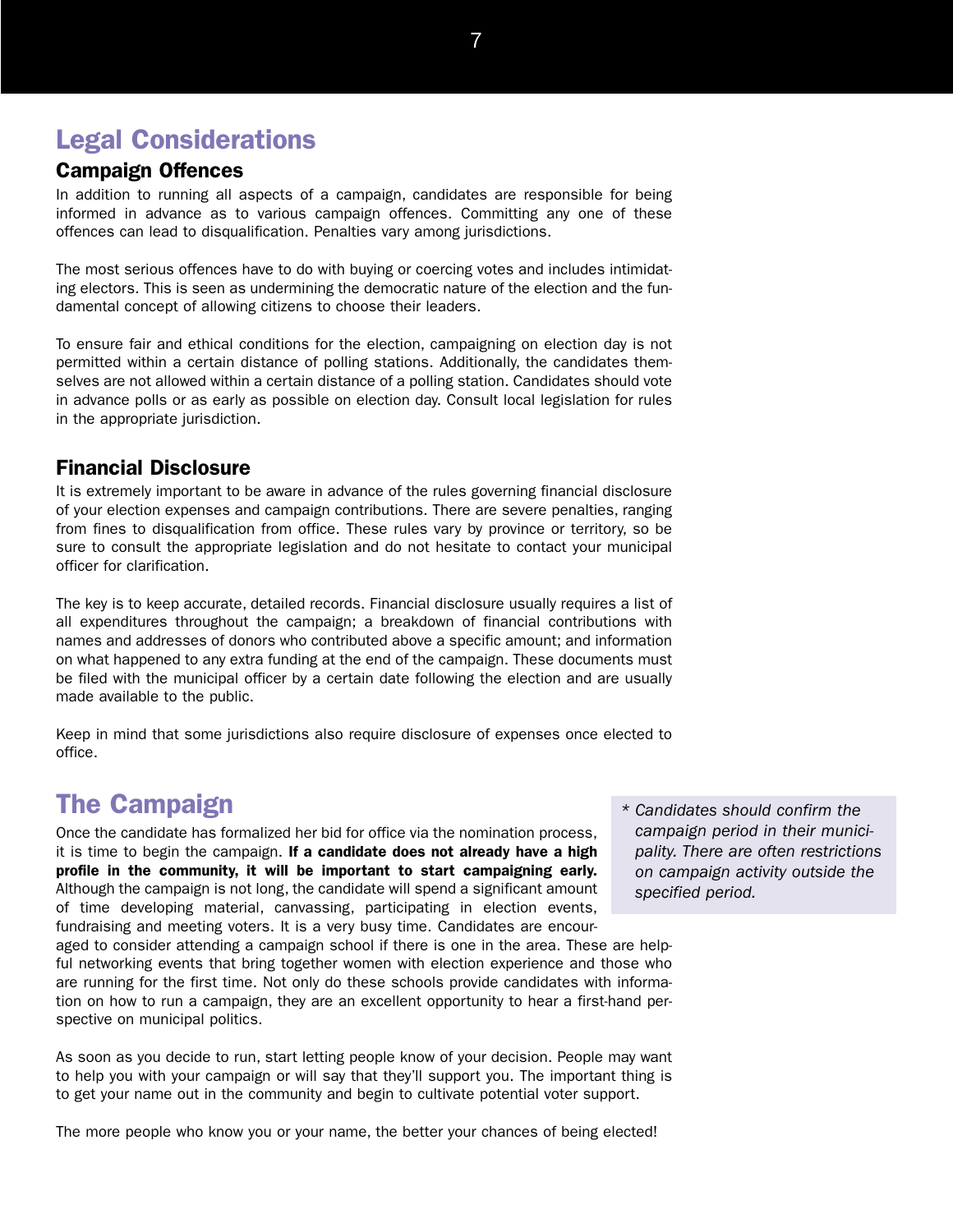# Legal Considerations

## Campaign Offences

In addition to running all aspects of a campaign, candidates are responsible for being informed in advance as to various campaign offences. Committing any one of these offences can lead to disqualification. Penalties vary among jurisdictions.

The most serious offences have to do with buying or coercing votes and includes intimidating electors. This is seen as undermining the democratic nature of the election and the fundamental concept of allowing citizens to choose their leaders.

To ensure fair and ethical conditions for the election, campaigning on election day is not permitted within a certain distance of polling stations. Additionally, the candidates themselves are not allowed within a certain distance of a polling station. Candidates should vote in advance polls or as early as possible on election day. Consult local legislation for rules in the appropriate jurisdiction.

## Financial Disclosure

It is extremely important to be aware in advance of the rules governing financial disclosure of your election expenses and campaign contributions. There are severe penalties, ranging from fines to disqualification from office. These rules vary by province or territory, so be sure to consult the appropriate legislation and do not hesitate to contact your municipal officer for clarification.

The key is to keep accurate, detailed records. Financial disclosure usually requires a list of all expenditures throughout the campaign; a breakdown of financial contributions with names and addresses of donors who contributed above a specific amount; and information on what happened to any extra funding at the end of the campaign. These documents must be filed with the municipal officer by a certain date following the election and are usually made available to the public.

Keep in mind that some jurisdictions also require disclosure of expenses once elected to office.

# The Campaign

Once the candidate has formalized her bid for office via the nomination process, it is time to begin the campaign. **If a candidate does not already have a high profile in the community, it will be important to start campaigning early.** Although the campaign is not long, the candidate will spend a significant amount of time developing material, canvassing, participating in election events, fundraising and meeting voters. It is a very busy time. Candidates are encouraged to consider attending a campaign school if there is one in the area. These are helpful networking events that bring together women with election experience and those who are running for the first time. Not only do these schools provide candidates with information on how to run a campaign, they are an excellent opportunity to hear a first-hand perspective on municipal politics.

*\* Candidates should confirm the campaign period in their municipality. There are often restrictions on campaign activity outside the specified period.*

As soon as you decide to run, start letting people know of your decision. People may want to help you with your campaign or will say that they'll support you. The important thing is to get your name out in the community and begin to cultivate potential voter support.

The more people who know you or your name, the better your chances of being elected!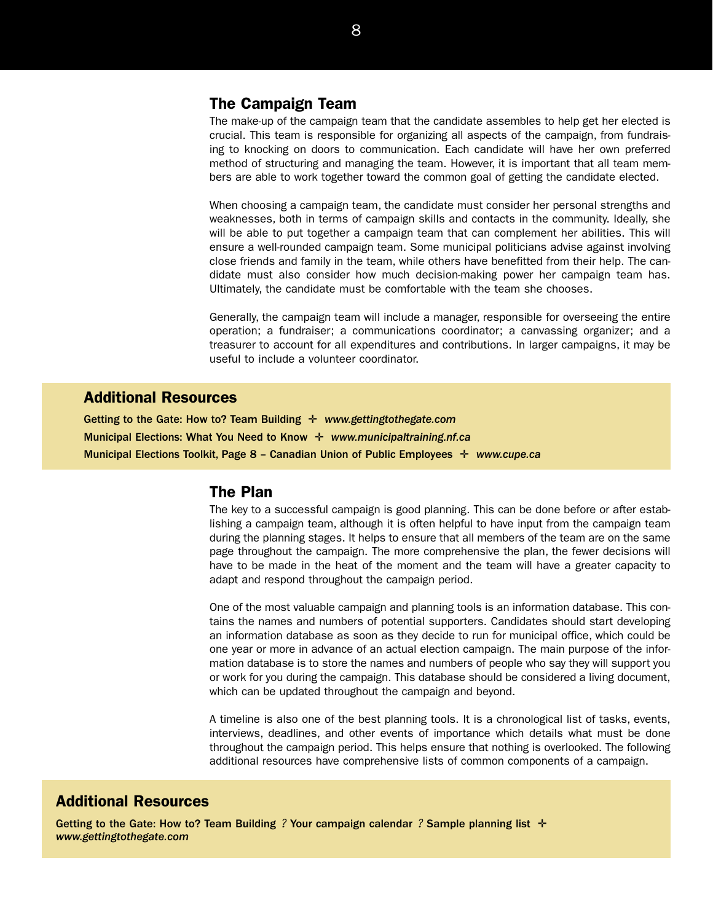## The Campaign Team

The make-up of the campaign team that the candidate assembles to help get her elected is crucial. This team is responsible for organizing all aspects of the campaign, from fundraising to knocking on doors to communication. Each candidate will have her own preferred method of structuring and managing the team. However, it is important that all team members are able to work together toward the common goal of getting the candidate elected.

When choosing a campaign team, the candidate must consider her personal strengths and weaknesses, both in terms of campaign skills and contacts in the community. Ideally, she will be able to put together a campaign team that can complement her abilities. This will ensure a well-rounded campaign team. Some municipal politicians advise against involving close friends and family in the team, while others have benefitted from their help. The candidate must also consider how much decision-making power her campaign team has. Ultimately, the candidate must be comfortable with the team she chooses.

Generally, the campaign team will include a manager, responsible for overseeing the entire operation; a fundraiser; a communications coordinator; a canvassing organizer; and a treasurer to account for all expenditures and contributions. In larger campaigns, it may be useful to include a volunteer coordinator.

### Additional Resources

**Getting to the Gate: How to? Team Building** ✛ ***www.gettingtothegate.com***
**Municipal Elections: What You Need to Know** ✛ ***www.municipaltraining.nf.ca***
**Municipal Elections Toolkit, Page 8 – Canadian Union of Public Employees** ✛ ***www.cupe.ca***

## The Plan

The key to a successful campaign is good planning. This can be done before or after establishing a campaign team, although it is often helpful to have input from the campaign team during the planning stages. It helps to ensure that all members of the team are on the same page throughout the campaign. The more comprehensive the plan, the fewer decisions will have to be made in the heat of the moment and the team will have a greater capacity to adapt and respond throughout the campaign period.

One of the most valuable campaign and planning tools is an information database. This contains the names and numbers of potential supporters. Candidates should start developing an information database as soon as they decide to run for municipal office, which could be one year or more in advance of an actual election campaign. The main purpose of the information database is to store the names and numbers of people who say they will support you or work for you during the campaign. This database should be considered a living document, which can be updated throughout the campaign and beyond.

A timeline is also one of the best planning tools. It is a chronological list of tasks, events, interviews, deadlines, and other events of importance which details what must be done throughout the campaign period. This helps ensure that nothing is overlooked. The following additional resources have comprehensive lists of common components of a campaign.

### Additional Resources

**Getting to the Gate: How to? Team Building** *?* **Your campaign calendar** *?* **Sample planning list** ✛
***www.gettingtothegate.com***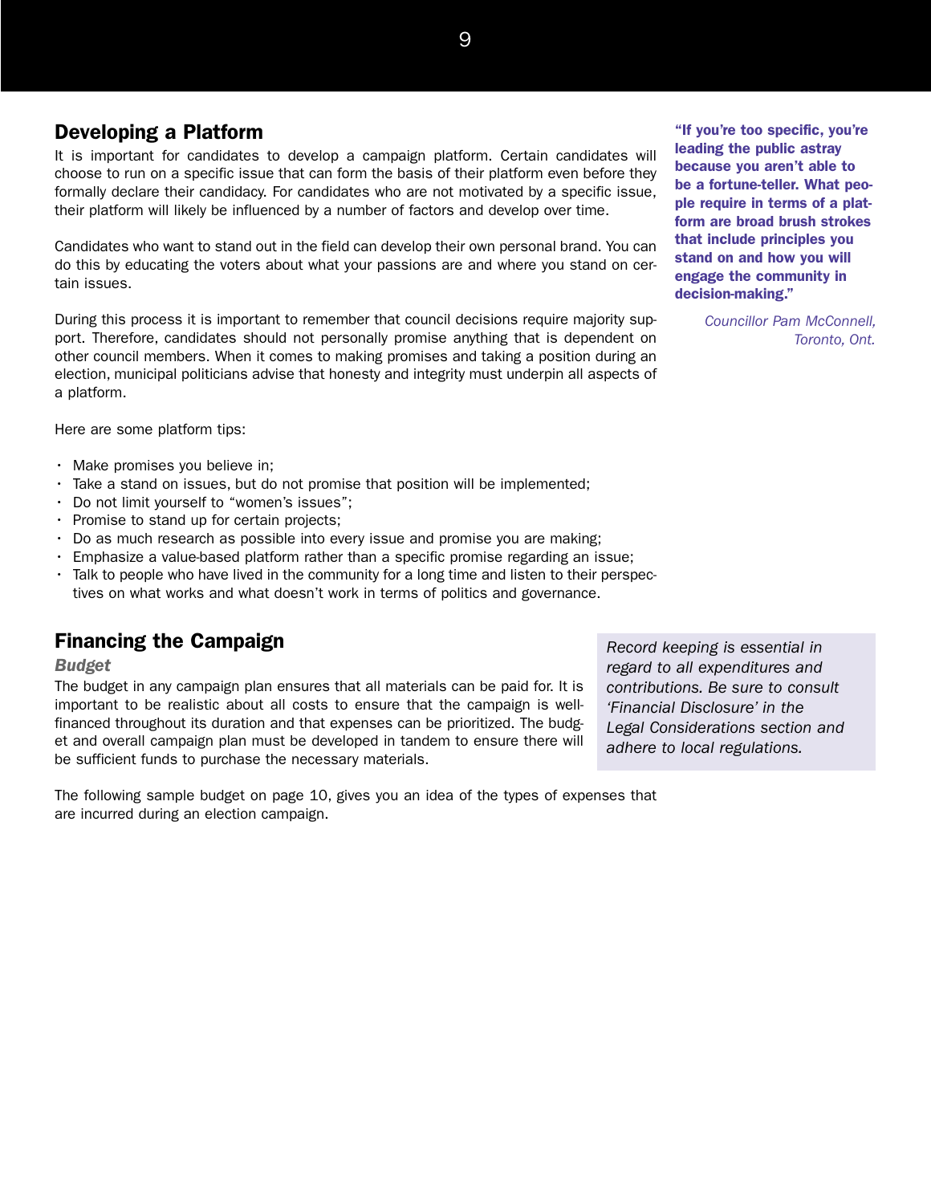## Developing a Platform

It is important for candidates to develop a campaign platform. Certain candidates will choose to run on a specific issue that can form the basis of their platform even before they formally declare their candidacy. For candidates who are not motivated by a specific issue, their platform will likely be influenced by a number of factors and develop over time.

Candidates who want to stand out in the field can develop their own personal brand. You can do this by educating the voters about what your passions are and where you stand on certain issues.

During this process it is important to remember that council decisions require majority support. Therefore, candidates should not personally promise anything that is dependent on other council members. When it comes to making promises and taking a position during an election, municipal politicians advise that honesty and integrity must underpin all aspects of a platform.

**"If you're too specific, you're leading the public astray because you aren't able to be a fortune-teller. What people require in terms of a platform are broad brush strokes that include principles you stand on and how you will engage the community in decision-making."**

*Councillor Pam McConnell, Toronto, Ont.*

Here are some platform tips:

- Make promises you believe in;
- Take a stand on issues, but do not promise that position will be implemented;
- Do not limit yourself to "women's issues";
- Promise to stand up for certain projects;
- Do as much research as possible into every issue and promise you are making;
- Emphasize a value-based platform rather than a specific promise regarding an issue;
- Talk to people who have lived in the community for a long time and listen to their perspectives on what works and what doesn't work in terms of politics and governance.

## Financing the Campaign

### *Budget*

The budget in any campaign plan ensures that all materials can be paid for. It is important to be realistic about all costs to ensure that the campaign is well-financed throughout its duration and that expenses can be prioritized. The budget and overall campaign plan must be developed in tandem to ensure there will be sufficient funds to purchase the necessary materials.

*Record keeping is essential in regard to all expenditures and contributions. Be sure to consult 'Financial Disclosure' in the Legal Considerations section and adhere to local regulations.*

The following sample budget on page 10, gives you an idea of the types of expenses that are incurred during an election campaign.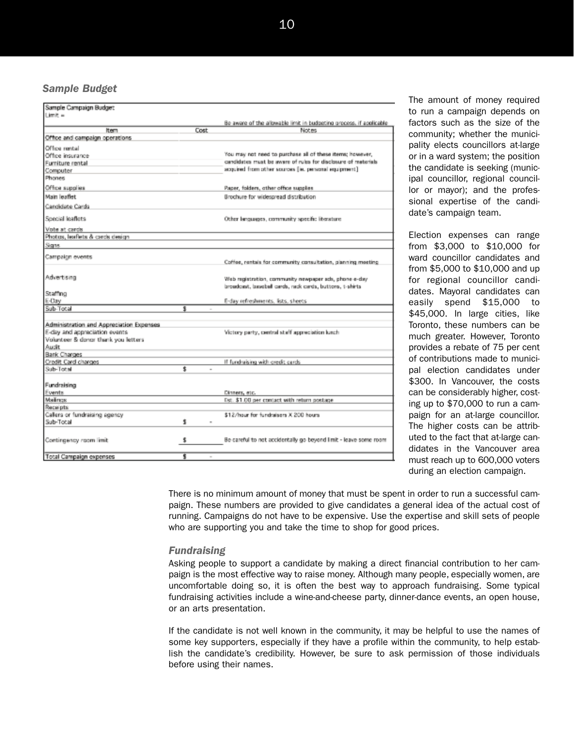### *Sample Budget*

| Sample Campaign Budget | | |
|---|---|---|
| Limit = | | |
| | | Be aware of the allowable limit in budgeting process, if applicable |
| Item | Cost | Notes |
| Office and campaign operations | | |
| Office rental | | |
| Office insurance | | You may not need to purchase all of these items; however, candidates must be aware of rules for disclosure of materials acquired from other sources [ie. personal equipment] |
| Furniture rental | | |
| Computer | | |
| Phones | | |
| Office supplies | | Paper, folders, other office supplies |
| Main leaflet | | Brochure for widespread distribution |
| Candidate Cards | | |
| Special leaflets | | Other languages, community specific literature |
| Vote at cards | | |
| Photos, leaflets & cards design | | |
| Signs | | |
| Campaign events | | Coffee, rentals for community consultation, planning meeting |
| Advertising | | Web registration, community newspaper ads, phone e-day broadcast, baseball cards, rack cards, buttons, t-shirts |
| Staffing | | |
| E-Day | | E-day refreshments, lists, sheets |
| Sub-Total | $ - | |
| | | |
| Administration and Appreciation Expenses | | |
| E-day and appreciation events | | Victory party, central staff appreciation lunch |
| Volunteer & donor thank you letters | | |
| Audit | | |
| Bank Charges | | |
| Credit Card charges | | If fundraising with credit cards |
| Sub-Total | $ - | |
| | | |
| Fundraising | | |
| Events | | Dinners, etc. |
| Mailings | | Est. $1.00 per contact with return postage |
| Receipts | | |
| Callers or fundraising agency | | $12/hour for fundraisers X 200 hours |
| Sub-Total | $ - | |
| | | |
| Contingency room limit | $ | Be careful to not accidentally go beyond limit - leave some room |
| | | |
| Total Campaign expenses | $ - | |

The amount of money required to run a campaign depends on factors such as the size of the community; whether the municipality elects councillors at-large or in a ward system; the position the candidate is seeking (municipal councillor, regional councillor or mayor); and the professional expertise of the candidate's campaign team.

Election expenses can range from $3,000 to $10,000 for ward councillor candidates and from $5,000 to $10,000 and up for regional councillor candidates. Mayoral candidates can easily spend $15,000 to $45,000. In large cities, like Toronto, these numbers can be much greater. However, Toronto provides a rebate of 75 per cent of contributions made to municipal election candidates under $300. In Vancouver, the costs can be considerably higher, costing up to $70,000 to run a campaign for an at-large councillor. The higher costs can be attributed to the fact that at-large candidates in the Vancouver area must reach up to 600,000 voters during an election campaign.

There is no minimum amount of money that must be spent in order to run a successful campaign. These numbers are provided to give candidates a general idea of the actual cost of running. Campaigns do not have to be expensive. Use the expertise and skill sets of people who are supporting you and take the time to shop for good prices.

### *Fundraising*

Asking people to support a candidate by making a direct financial contribution to her campaign is the most effective way to raise money. Although many people, especially women, are uncomfortable doing so, it is often the best way to approach fundraising. Some typical fundraising activities include a wine-and-cheese party, dinner-dance events, an open house, or an arts presentation.

If the candidate is not well known in the community, it may be helpful to use the names of some key supporters, especially if they have a profile within the community, to help establish the candidate's credibility. However, be sure to ask permission of those individuals before using their names.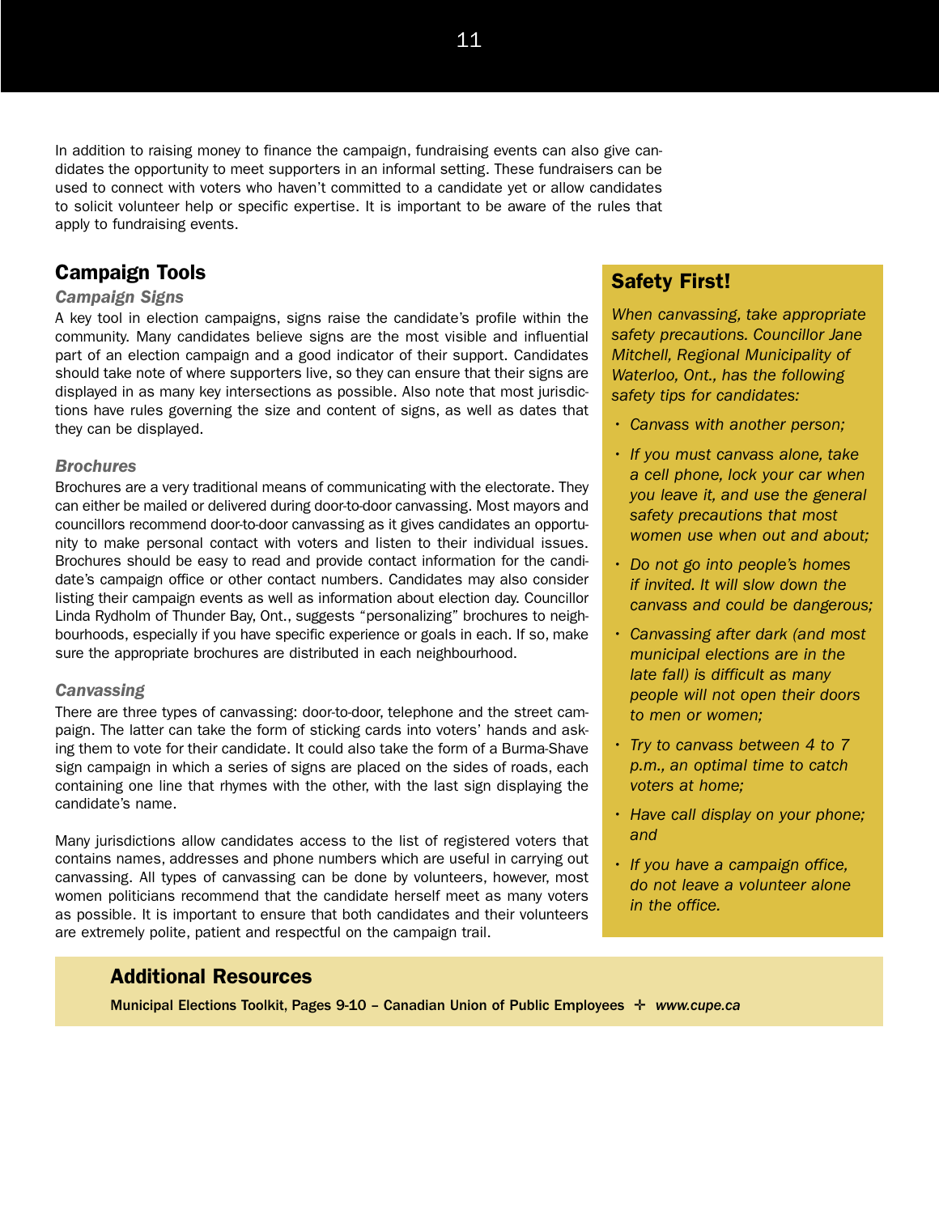In addition to raising money to finance the campaign, fundraising events can also give candidates the opportunity to meet supporters in an informal setting. These fundraisers can be used to connect with voters who haven't committed to a candidate yet or allow candidates to solicit volunteer help or specific expertise. It is important to be aware of the rules that apply to fundraising events.

## Campaign Tools

### *Campaign Signs*

A key tool in election campaigns, signs raise the candidate's profile within the community. Many candidates believe signs are the most visible and influential part of an election campaign and a good indicator of their support. Candidates should take note of where supporters live, so they can ensure that their signs are displayed in as many key intersections as possible. Also note that most jurisdictions have rules governing the size and content of signs, as well as dates that they can be displayed.

### *Brochures*

Brochures are a very traditional means of communicating with the electorate. They can either be mailed or delivered during door-to-door canvassing. Most mayors and councillors recommend door-to-door canvassing as it gives candidates an opportunity to make personal contact with voters and listen to their individual issues. Brochures should be easy to read and provide contact information for the candidate's campaign office or other contact numbers. Candidates may also consider listing their campaign events as well as information about election day. Councillor Linda Rydholm of Thunder Bay, Ont., suggests "personalizing" brochures to neighbourhoods, especially if you have specific experience or goals in each. If so, make sure the appropriate brochures are distributed in each neighbourhood.

### *Canvassing*

There are three types of canvassing: door-to-door, telephone and the street campaign. The latter can take the form of sticking cards into voters' hands and asking them to vote for their candidate. It could also take the form of a Burma-Shave sign campaign in which a series of signs are placed on the sides of roads, each containing one line that rhymes with the other, with the last sign displaying the candidate's name.

Many jurisdictions allow candidates access to the list of registered voters that contains names, addresses and phone numbers which are useful in carrying out canvassing. All types of canvassing can be done by volunteers, however, most women politicians recommend that the candidate herself meet as many voters as possible. It is important to ensure that both candidates and their volunteers are extremely polite, patient and respectful on the campaign trail.

## Safety First!

*When canvassing, take appropriate safety precautions. Councillor Jane Mitchell, Regional Municipality of Waterloo, Ont., has the following safety tips for candidates:*

- *Canvass with another person;*
- *If you must canvass alone, take a cell phone, lock your car when you leave it, and use the general safety precautions that most women use when out and about;*
- *Do not go into people's homes if invited. It will slow down the canvass and could be dangerous;*
- *Canvassing after dark (and most municipal elections are in the late fall) is difficult as many people will not open their doors to men or women;*
- *Try to canvass between 4 to 7 p.m., an optimal time to catch voters at home;*
- *Have call display on your phone; and*
- *If you have a campaign office, do not leave a volunteer alone in the office.*

## Additional Resources

**Municipal Elections Toolkit, Pages 9-10 – Canadian Union of Public Employees** ✢ ***www.cupe.ca***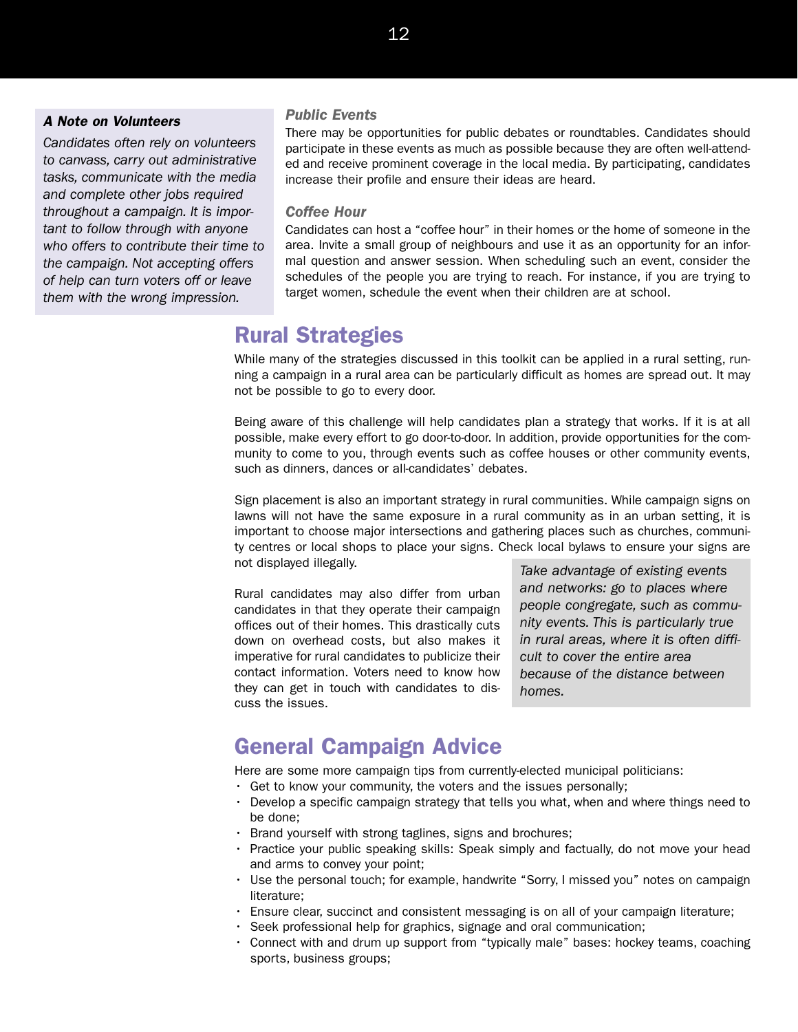### A Note on Volunteers

*Candidates often rely on volunteers to canvass, carry out administrative tasks, communicate with the media and complete other jobs required throughout a campaign. It is important to follow through with anyone who offers to contribute their time to the campaign. Not accepting offers of help can turn voters off or leave them with the wrong impression.*

### Public Events

There may be opportunities for public debates or roundtables. Candidates should participate in these events as much as possible because they are often well-attended and receive prominent coverage in the local media. By participating, candidates increase their profile and ensure their ideas are heard.

### Coffee Hour

Candidates can host a "coffee hour" in their homes or the home of someone in the area. Invite a small group of neighbours and use it as an opportunity for an informal question and answer session. When scheduling such an event, consider the schedules of the people you are trying to reach. For instance, if you are trying to target women, schedule the event when their children are at school.

## Rural Strategies

While many of the strategies discussed in this toolkit can be applied in a rural setting, running a campaign in a rural area can be particularly difficult as homes are spread out. It may not be possible to go to every door.

Being aware of this challenge will help candidates plan a strategy that works. If it is at all possible, make every effort to go door-to-door. In addition, provide opportunities for the community to come to you, through events such as coffee houses or other community events, such as dinners, dances or all-candidates' debates.

Sign placement is also an important strategy in rural communities. While campaign signs on lawns will not have the same exposure in a rural community as in an urban setting, it is important to choose major intersections and gathering places such as churches, community centres or local shops to place your signs. Check local bylaws to ensure your signs are not displayed illegally.

Rural candidates may also differ from urban candidates in that they operate their campaign offices out of their homes. This drastically cuts down on overhead costs, but also makes it imperative for rural candidates to publicize their contact information. Voters need to know how they can get in touch with candidates to discuss the issues.

*Take advantage of existing events and networks: go to places where people congregate, such as community events. This is particularly true in rural areas, where it is often difficult to cover the entire area because of the distance between homes.*

## General Campaign Advice

Here are some more campaign tips from currently-elected municipal politicians:

- Get to know your community, the voters and the issues personally;
- Develop a specific campaign strategy that tells you what, when and where things need to be done;
- Brand yourself with strong taglines, signs and brochures;
- Practice your public speaking skills: Speak simply and factually, do not move your head and arms to convey your point;
- Use the personal touch; for example, handwrite "Sorry, I missed you" notes on campaign literature;
- Ensure clear, succinct and consistent messaging is on all of your campaign literature;
- Seek professional help for graphics, signage and oral communication;
- Connect with and drum up support from "typically male" bases: hockey teams, coaching sports, business groups;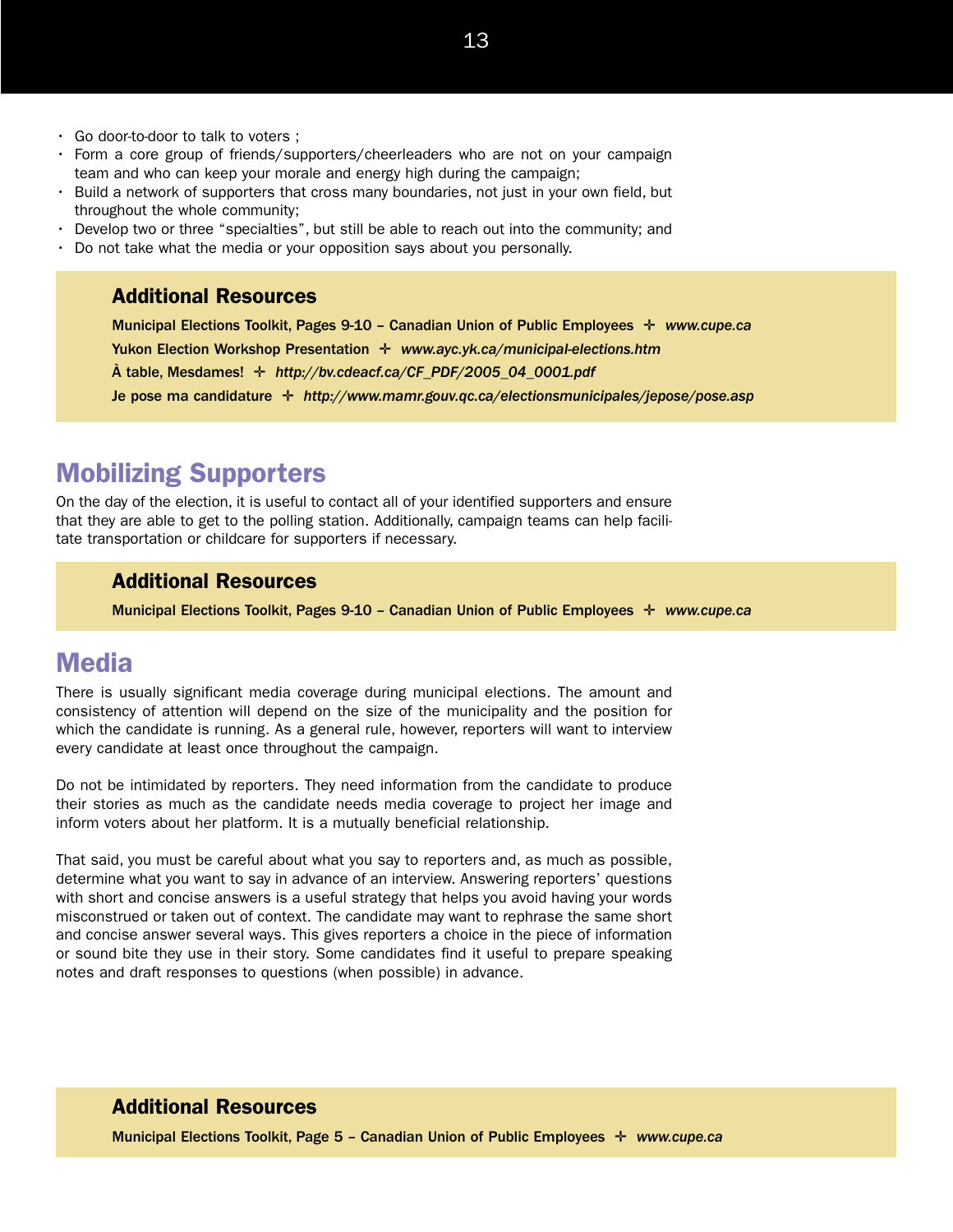- Go door-to-door to talk to voters ;
- Form a core group of friends/supporters/cheerleaders who are not on your campaign team and who can keep your morale and energy high during the campaign;
- Build a network of supporters that cross many boundaries, not just in your own field, but throughout the whole community;
- Develop two or three "specialties", but still be able to reach out into the community; and
- Do not take what the media or your opposition says about you personally.

### Additional Resources

**Municipal Elections Toolkit, Pages 9-10 – Canadian Union of Public Employees** ✛ *www.cupe.ca*

**Yukon Election Workshop Presentation** ✛ *www.ayc.yk.ca/municipal-elections.htm*

**À table, Mesdames!** ✛ *http://bv.cdeacf.ca/CF_PDF/2005_04_0001.pdf*

**Je pose ma candidature** ✛ *http://www.mamr.gouv.qc.ca/electionsmunicipales/jepose/pose.asp*

## Mobilizing Supporters

On the day of the election, it is useful to contact all of your identified supporters and ensure that they are able to get to the polling station. Additionally, campaign teams can help facilitate transportation or childcare for supporters if necessary.

### Additional Resources

**Municipal Elections Toolkit, Pages 9-10 – Canadian Union of Public Employees** ✛ *www.cupe.ca*

## Media

There is usually significant media coverage during municipal elections. The amount and consistency of attention will depend on the size of the municipality and the position for which the candidate is running. As a general rule, however, reporters will want to interview every candidate at least once throughout the campaign.

Do not be intimidated by reporters. They need information from the candidate to produce their stories as much as the candidate needs media coverage to project her image and inform voters about her platform. It is a mutually beneficial relationship.

That said, you must be careful about what you say to reporters and, as much as possible, determine what you want to say in advance of an interview. Answering reporters' questions with short and concise answers is a useful strategy that helps you avoid having your words misconstrued or taken out of context. The candidate may want to rephrase the same short and concise answer several ways. This gives reporters a choice in the piece of information or sound bite they use in their story. Some candidates find it useful to prepare speaking notes and draft responses to questions (when possible) in advance.

### Additional Resources

**Municipal Elections Toolkit, Page 5 – Canadian Union of Public Employees** ✛ *www.cupe.ca*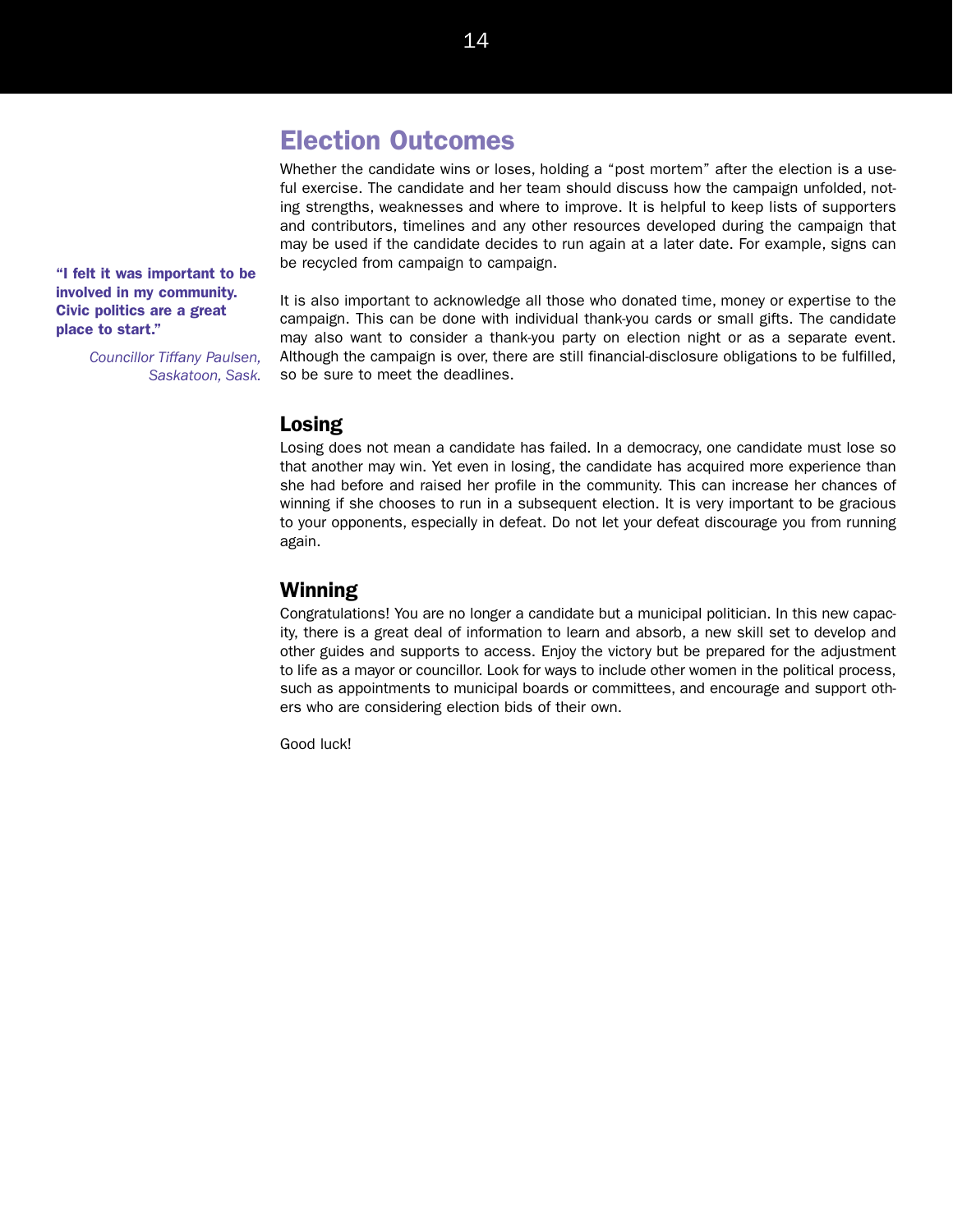## Election Outcomes

Whether the candidate wins or loses, holding a "post mortem" after the election is a useful exercise. The candidate and her team should discuss how the campaign unfolded, noting strengths, weaknesses and where to improve. It is helpful to keep lists of supporters and contributors, timelines and any other resources developed during the campaign that may be used if the candidate decides to run again at a later date. For example, signs can be recycled from campaign to campaign.

**"I felt it was important to be involved in my community. Civic politics are a great place to start."**

*Councillor Tiffany Paulsen, Saskatoon, Sask.*

It is also important to acknowledge all those who donated time, money or expertise to the campaign. This can be done with individual thank-you cards or small gifts. The candidate may also want to consider a thank-you party on election night or as a separate event. Although the campaign is over, there are still financial-disclosure obligations to be fulfilled, so be sure to meet the deadlines.

### Losing

Losing does not mean a candidate has failed. In a democracy, one candidate must lose so that another may win. Yet even in losing, the candidate has acquired more experience than she had before and raised her profile in the community. This can increase her chances of winning if she chooses to run in a subsequent election. It is very important to be gracious to your opponents, especially in defeat. Do not let your defeat discourage you from running again.

### Winning

Congratulations! You are no longer a candidate but a municipal politician. In this new capacity, there is a great deal of information to learn and absorb, a new skill set to develop and other guides and supports to access. Enjoy the victory but be prepared for the adjustment to life as a mayor or councillor. Look for ways to include other women in the political process, such as appointments to municipal boards or committees, and encourage and support others who are considering election bids of their own.

Good luck!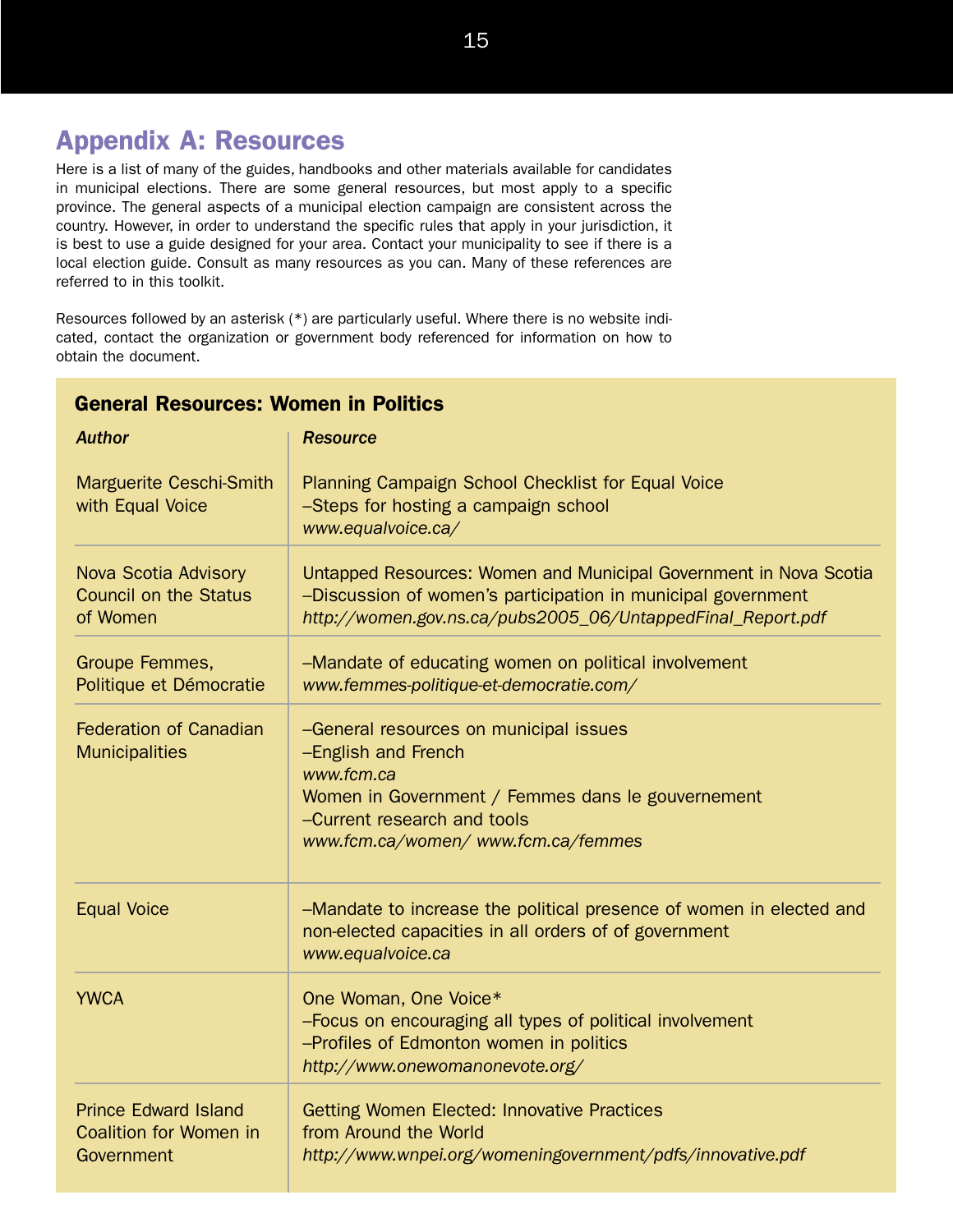## Appendix A: Resources

Here is a list of many of the guides, handbooks and other materials available for candidates in municipal elections. There are some general resources, but most apply to a specific province. The general aspects of a municipal election campaign are consistent across the country. However, in order to understand the specific rules that apply in your jurisdiction, it is best to use a guide designed for your area. Contact your municipality to see if there is a local election guide. Consult as many resources as you can. Many of these references are referred to in this toolkit.

Resources followed by an asterisk (*) are particularly useful. Where there is no website indicated, contact the organization or government body referenced for information on how to obtain the document.

### General Resources: Women in Politics

| *Author* | *Resource* |
| --- | --- |
| Marguerite Ceschi-Smith with Equal Voice | Planning Campaign School Checklist for Equal Voice<br>–Steps for hosting a campaign school<br>*www.equalvoice.ca/* |
| Nova Scotia Advisory Council on the Status of Women | Untapped Resources: Women and Municipal Government in Nova Scotia<br>–Discussion of women's participation in municipal government<br>*http://women.gov.ns.ca/pubs2005_06/UntappedFinal_Report.pdf* |
| Groupe Femmes, Politique et Démocratie | –Mandate of educating women on political involvement<br>*www.femmes-politique-et-democratie.com/* |
| Federation of Canadian Municipalities | –General resources on municipal issues<br>–English and French<br>*www.fcm.ca*<br>Women in Government / Femmes dans le gouvernement<br>–Current research and tools<br>*www.fcm.ca/women/ www.fcm.ca/femmes* |
| Equal Voice | –Mandate to increase the political presence of women in elected and non-elected capacities in all orders of of government<br>*www.equalvoice.ca* |
| YWCA | One Woman, One Voice*<br>–Focus on encouraging all types of political involvement<br>–Profiles of Edmonton women in politics<br>*http://www.onewomanonevote.org/* |
| Prince Edward Island Coalition for Women in Government | Getting Women Elected: Innovative Practices from Around the World<br>*http://www.wnpei.org/womeningovernment/pdfs/innovative.pdf* |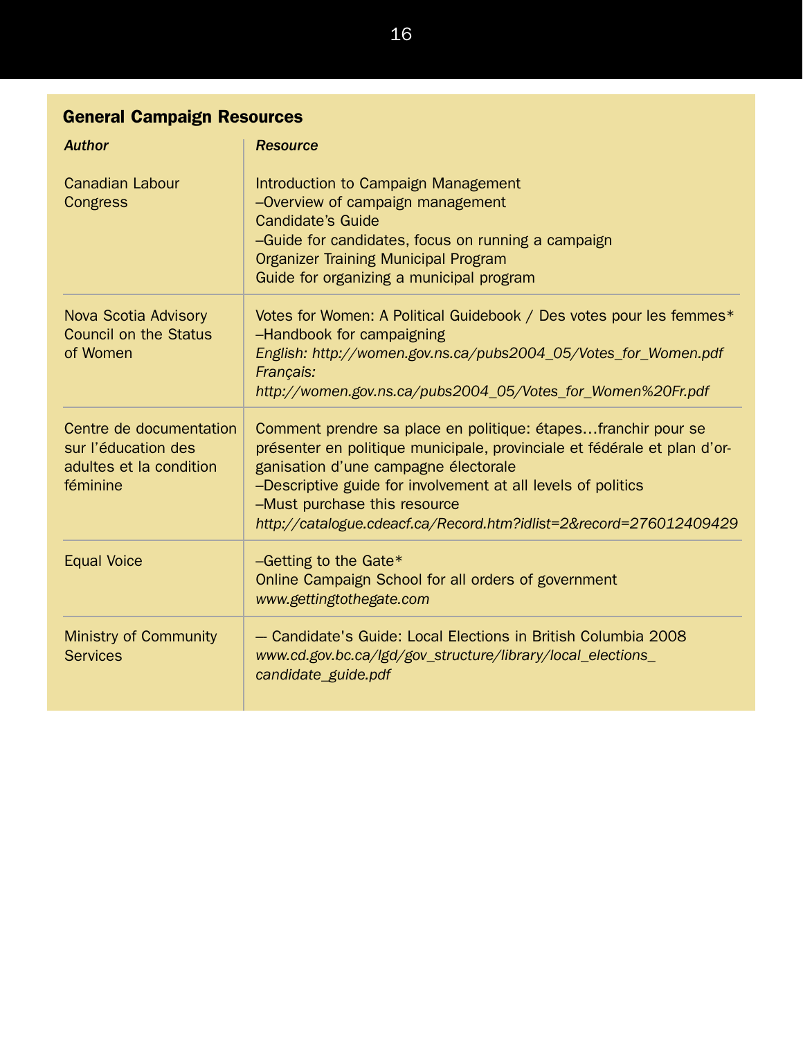## General Campaign Resources

| *Author* | *Resource* |
|---|---|
| Canadian Labour Congress | Introduction to Campaign Management<br>–Overview of campaign management<br>Candidate's Guide<br>–Guide for candidates, focus on running a campaign<br>Organizer Training Municipal Program<br>Guide for organizing a municipal program |
| Nova Scotia Advisory Council on the Status of Women | Votes for Women: A Political Guidebook / Des votes pour les femmes*<br>–Handbook for campaigning<br>*English: http://women.gov.ns.ca/pubs2004_05/Votes_for_Women.pdf*<br>*Français: http://women.gov.ns.ca/pubs2004_05/Votes_for_Women%20Fr.pdf* |
| Centre de documentation sur l'éducation des adultes et la condition féminine | Comment prendre sa place en politique: étapes…franchir pour se présenter en politique municipale, provinciale et fédérale et plan d'organisation d'une campagne électorale<br>–Descriptive guide for involvement at all levels of politics<br>–Must purchase this resource<br>*http://catalogue.cdeacf.ca/Record.htm?idlist=2&record=276012409429* |
| Equal Voice | –Getting to the Gate*<br>Online Campaign School for all orders of government<br>*www.gettingtothegate.com* |
| Ministry of Community Services | — Candidate's Guide: Local Elections in British Columbia 2008<br>*www.cd.gov.bc.ca/lgd/gov_structure/library/local_elections_candidate_guide.pdf* |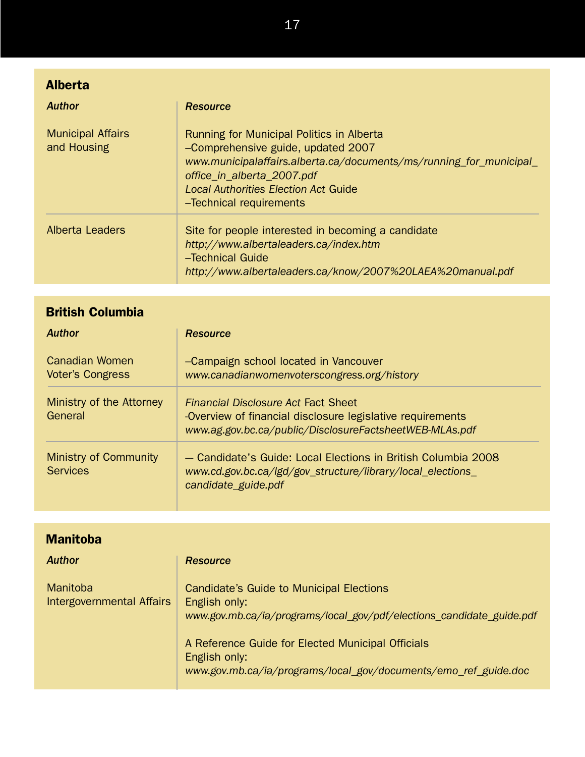## Alberta

| *Author* | *Resource* |
| --- | --- |
| Municipal Affairs and Housing | Running for Municipal Politics in Alberta<br>–Comprehensive guide, updated 2007<br>*www.municipalaffairs.alberta.ca/documents/ms/running_for_municipal_office_in_alberta_2007.pdf*<br>*Local Authorities Election Act* Guide<br>–Technical requirements |
| Alberta Leaders | Site for people interested in becoming a candidate<br>*http://www.albertaleaders.ca/index.htm*<br>–Technical Guide<br>*http://www.albertaleaders.ca/know/2007%20LAEA%20manual.pdf* |

## British Columbia

| *Author* | *Resource* |
| --- | --- |
| Canadian Women Voter's Congress | –Campaign school located in Vancouver<br>*www.canadianwomenvoterscongress.org/history* |
| Ministry of the Attorney General | *Financial Disclosure Act* Fact Sheet<br>-Overview of financial disclosure legislative requirements<br>*www.ag.gov.bc.ca/public/DisclosureFactsheetWEB-MLAs.pdf* |
| Ministry of Community Services | — Candidate's Guide: Local Elections in British Columbia 2008<br>*www.cd.gov.bc.ca/lgd/gov_structure/library/local_elections_candidate_guide.pdf* |

## Manitoba

| *Author* | *Resource* |
| --- | --- |
| Manitoba Intergovernmental Affairs | Candidate's Guide to Municipal Elections<br>English only:<br>*www.gov.mb.ca/ia/programs/local_gov/pdf/elections_candidate_guide.pdf*<br><br>A Reference Guide for Elected Municipal Officials<br>English only:<br>*www.gov.mb.ca/ia/programs/local_gov/documents/emo_ref_guide.doc* |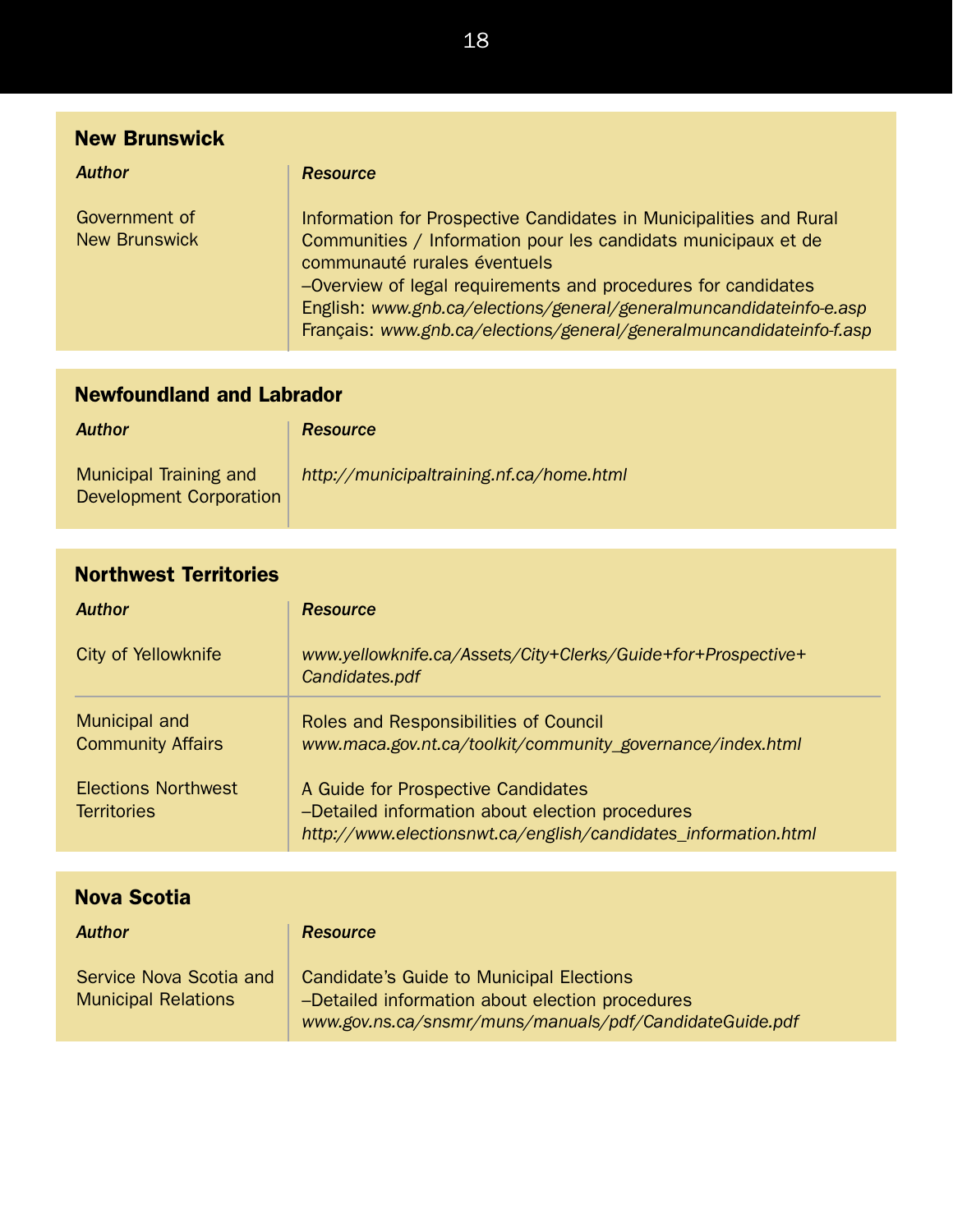## New Brunswick

| *Author* | *Resource* |
| --- | --- |
| Government of New Brunswick | Information for Prospective Candidates in Municipalities and Rural Communities / Information pour les candidats municipaux et de communauté rurales éventuels<br>–Overview of legal requirements and procedures for candidates<br>English: *www.gnb.ca/elections/general/generalmuncandidateinfo-e.asp*<br>Français: *www.gnb.ca/elections/general/generalmuncandidateinfo-f.asp* |

## Newfoundland and Labrador

| *Author* | *Resource* |
| --- | --- |
| Municipal Training and Development Corporation | *http://municipaltraining.nf.ca/home.html* |

## Northwest Territories

| *Author* | *Resource* |
| --- | --- |
| City of Yellowknife | *www.yellowknife.ca/Assets/City+Clerks/Guide+for+Prospective+Candidates.pdf* |
| Municipal and Community Affairs | Roles and Responsibilities of Council<br>*www.maca.gov.nt.ca/toolkit/community_governance/index.html* |
| Elections Northwest Territories | A Guide for Prospective Candidates<br>–Detailed information about election procedures<br>*http://www.electionsnwt.ca/english/candidates_information.html* |

## Nova Scotia

| *Author* | *Resource* |
| --- | --- |
| Service Nova Scotia and Municipal Relations | Candidate's Guide to Municipal Elections<br>–Detailed information about election procedures<br>*www.gov.ns.ca/snsmr/muns/manuals/pdf/CandidateGuide.pdf* |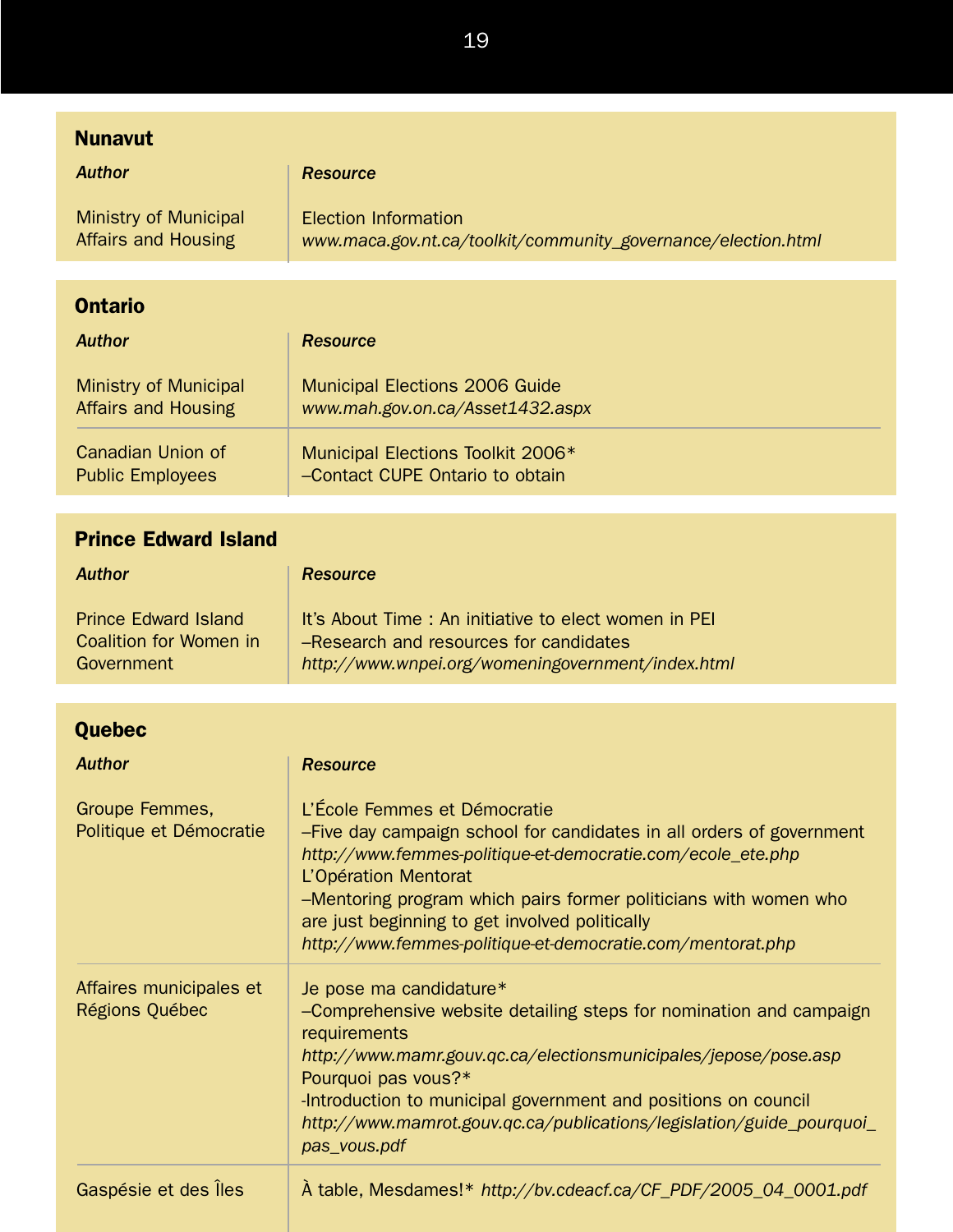## Nunavut

| *Author* | *Resource* |
|---|---|
| Ministry of Municipal Affairs and Housing | Election Information *www.maca.gov.nt.ca/toolkit/community_governance/election.html* |

## Ontario

| *Author* | *Resource* |
|---|---|
| Ministry of Municipal Affairs and Housing | Municipal Elections 2006 Guide *www.mah.gov.on.ca/Asset1432.aspx* |
| Canadian Union of Public Employees | Municipal Elections Toolkit 2006* –Contact CUPE Ontario to obtain |

## Prince Edward Island

| *Author* | *Resource* |
|---|---|
| Prince Edward Island Coalition for Women in Government | It's About Time : An initiative to elect women in PEI –Research and resources for candidates *http://www.wnpei.org/womeningovernment/index.html* |

## Quebec

| *Author* | *Resource* |
|---|---|
| Groupe Femmes, Politique et Démocratie | L'École Femmes et Démocratie –Five day campaign school for candidates in all orders of government *http://www.femmes-politique-et-democratie.com/ecole_ete.php* L'Opération Mentorat –Mentoring program which pairs former politicians with women who are just beginning to get involved politically *http://www.femmes-politique-et-democratie.com/mentorat.php* |
| Affaires municipales et Régions Québec | Je pose ma candidature* –Comprehensive website detailing steps for nomination and campaign requirements *http://www.mamr.gouv.qc.ca/electionsmunicipales/jepose/pose.asp* Pourquoi pas vous?* -Introduction to municipal government and positions on council *http://www.mamrot.gouv.qc.ca/publications/legislation/guide_pourquoi_pas_vous.pdf* |
| Gaspésie et des Îles | À table, Mesdames!* *http://bv.cdeacf.ca/CF_PDF/2005_04_0001.pdf* |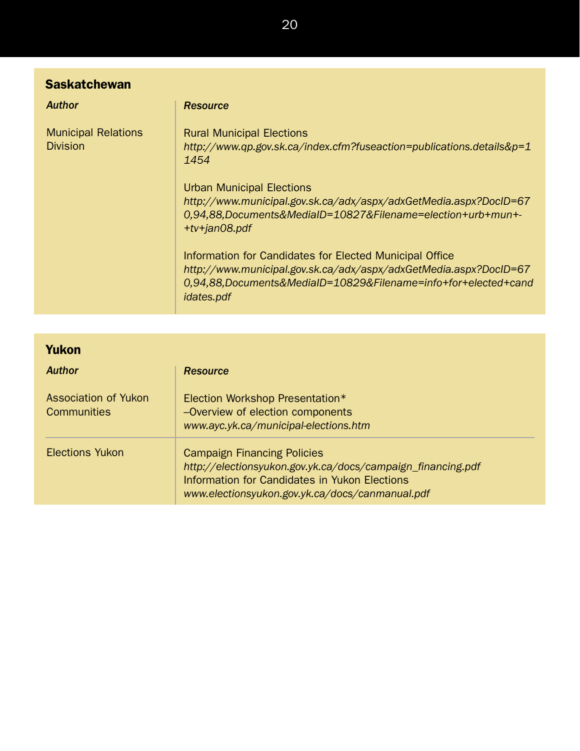## Saskatchewan

| *Author* | *Resource* |
|---|---|
| Municipal Relations Division | Rural Municipal Elections<br>*http://www.qp.gov.sk.ca/index.cfm?fuseaction=publications.details&p=11454*<br><br>Urban Municipal Elections<br>*http://www.municipal.gov.sk.ca/adx/aspx/adxGetMedia.aspx?DocID=670,94,88,Documents&MediaID=10827&Filename=election+urb+mun+-+tv+jan08.pdf*<br><br>Information for Candidates for Elected Municipal Office<br>*http://www.municipal.gov.sk.ca/adx/aspx/adxGetMedia.aspx?DocID=670,94,88,Documents&MediaID=10829&Filename=info+for+elected+candidates.pdf* |

## Yukon

| *Author* | *Resource* |
|---|---|
| Association of Yukon Communities | Election Workshop Presentation*<br>–Overview of election components<br>*www.ayc.yk.ca/municipal-elections.htm* |
| Elections Yukon | Campaign Financing Policies<br>*http://electionsyukon.gov.yk.ca/docs/campaign_financing.pdf*<br>Information for Candidates in Yukon Elections<br>*www.electionsyukon.gov.yk.ca/docs/canmanual.pdf* |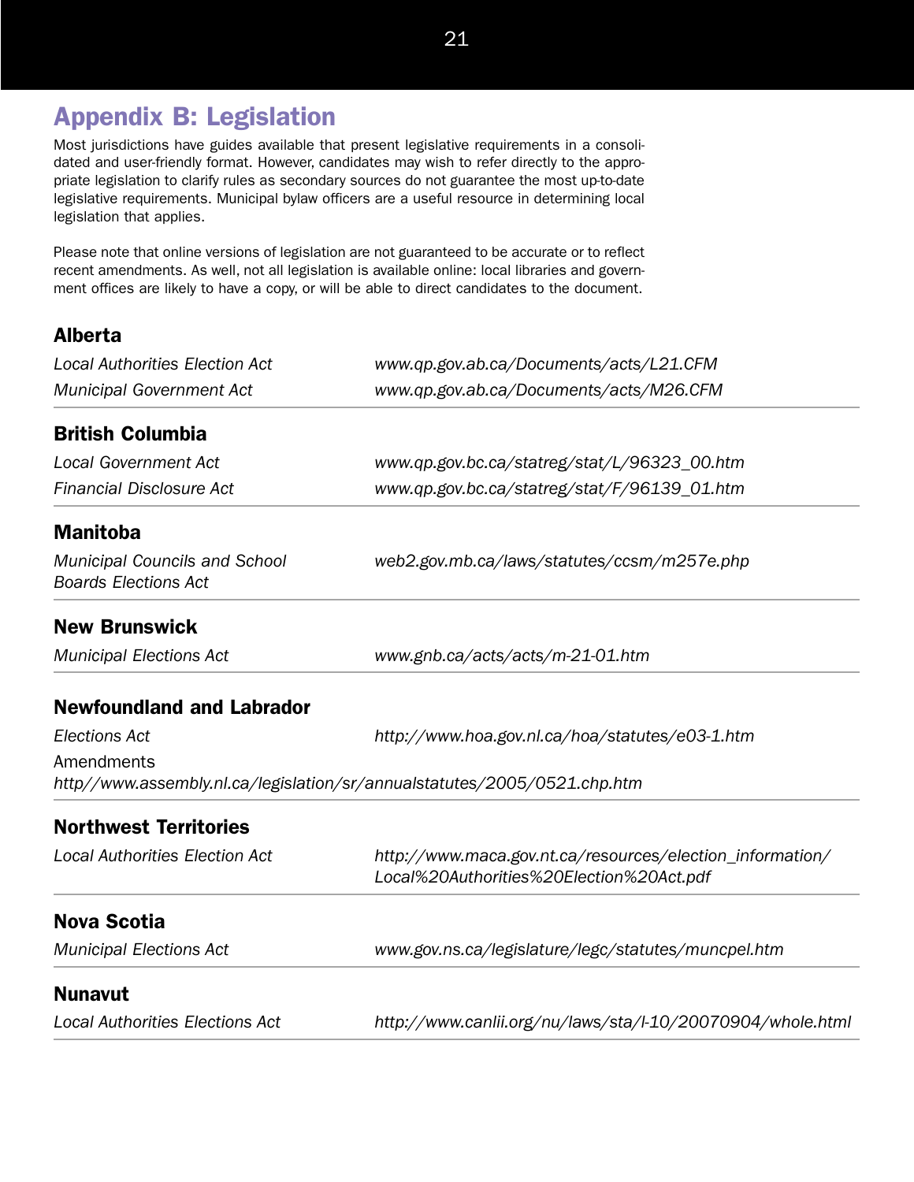# Appendix B: Legislation

Most jurisdictions have guides available that present legislative requirements in a consolidated and user-friendly format. However, candidates may wish to refer directly to the appropriate legislation to clarify rules as secondary sources do not guarantee the most up-to-date legislative requirements. Municipal bylaw officers are a useful resource in determining local legislation that applies.

Please note that online versions of legislation are not guaranteed to be accurate or to reflect recent amendments. As well, not all legislation is available online: local libraries and government offices are likely to have a copy, or will be able to direct candidates to the document.

## Alberta

| | |
|---|---|
| *Local Authorities Election Act* | *www.qp.gov.ab.ca/Documents/acts/L21.CFM* |
| *Municipal Government Act* | *www.qp.gov.ab.ca/Documents/acts/M26.CFM* |

## British Columbia

| | |
|---|---|
| *Local Government Act* | *www.qp.gov.bc.ca/statreg/stat/L/96323_00.htm* |
| *Financial Disclosure Act* | *www.qp.gov.bc.ca/statreg/stat/F/96139_01.htm* |

## Manitoba

| | |
|---|---|
| *Municipal Councils and School Boards Elections Act* | *web2.gov.mb.ca/laws/statutes/ccsm/m257e.php* |

## New Brunswick

| | |
|---|---|
| *Municipal Elections Act* | *www.gnb.ca/acts/acts/m-21-01.htm* |

## Newfoundland and Labrador

| | |
|---|---|
| *Elections Act* | *http://www.hoa.gov.nl.ca/hoa/statutes/e03-1.htm* |

Amendments
*http//www.assembly.nl.ca/legislation/sr/annualstatutes/2005/0521.chp.htm*

## Northwest Territories

| | |
|---|---|
| *Local Authorities Election Act* | *http://www.maca.gov.nt.ca/resources/election_information/Local%20Authorities%20Election%20Act.pdf* |

## Nova Scotia

| | |
|---|---|
| *Municipal Elections Act* | *www.gov.ns.ca/legislature/legc/statutes/muncpel.htm* |

## Nunavut

| | |
|---|---|
| *Local Authorities Elections Act* | *http://www.canlii.org/nu/laws/sta/l-10/20070904/whole.html* |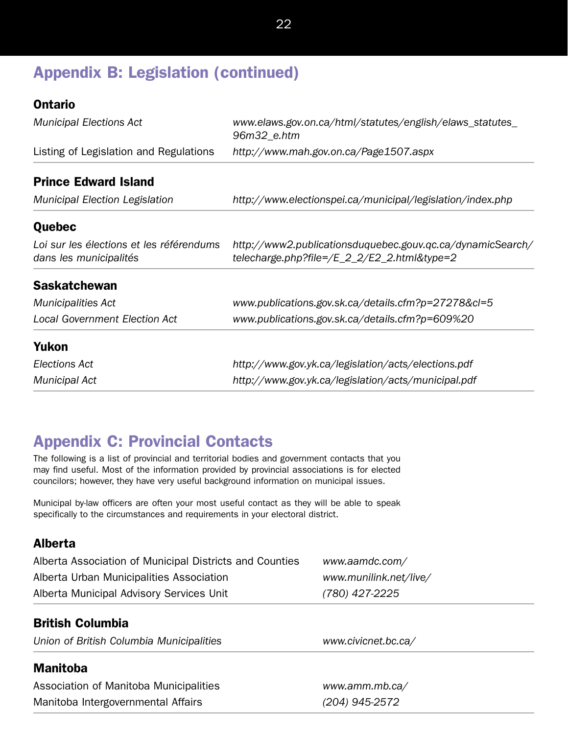## Appendix B: Legislation (continued)

### Ontario

| | |
|---|---|
| *Municipal Elections Act* | *www.elaws.gov.on.ca/html/statutes/english/elaws_statutes_96m32_e.htm* |
| Listing of Legislation and Regulations | *http://www.mah.gov.on.ca/Page1507.aspx* |

### Prince Edward Island

| | |
|---|---|
| *Municipal Election Legislation* | *http://www.electionspei.ca/municipal/legislation/index.php* |

### Quebec

| | |
|---|---|
| *Loi sur les élections et les référendums dans les municipalités* | *http://www2.publicationsduquebec.gouv.qc.ca/dynamicSearch/telecharge.php?file=/E_2_2/E2_2.html&type=2* |

### Saskatchewan

| | |
|---|---|
| *Municipalities Act* | *www.publications.gov.sk.ca/details.cfm?p=27278&cl=5* |
| *Local Government Election Act* | *www.publications.gov.sk.ca/details.cfm?p=609%20* |

### Yukon

| | |
|---|---|
| *Elections Act* | *http://www.gov.yk.ca/legislation/acts/elections.pdf* |
| *Municipal Act* | *http://www.gov.yk.ca/legislation/acts/municipal.pdf* |

## Appendix C: Provincial Contacts

The following is a list of provincial and territorial bodies and government contacts that you may find useful. Most of the information provided by provincial associations is for elected councilors; however, they have very useful background information on municipal issues.

Municipal by-law officers are often your most useful contact as they will be able to speak specifically to the circumstances and requirements in your electoral district.

### Alberta

| | |
|---|---|
| Alberta Association of Municipal Districts and Counties | *www.aamdc.com/* |
| Alberta Urban Municipalities Association | *www.munilink.net/live/* |
| Alberta Municipal Advisory Services Unit | *(780) 427-2225* |

### British Columbia

| | |
|---|---|
| *Union of British Columbia Municipalities* | *www.civicnet.bc.ca/* |

### Manitoba

| | |
|---|---|
| Association of Manitoba Municipalities | *www.amm.mb.ca/* |
| Manitoba Intergovernmental Affairs | *(204) 945-2572* |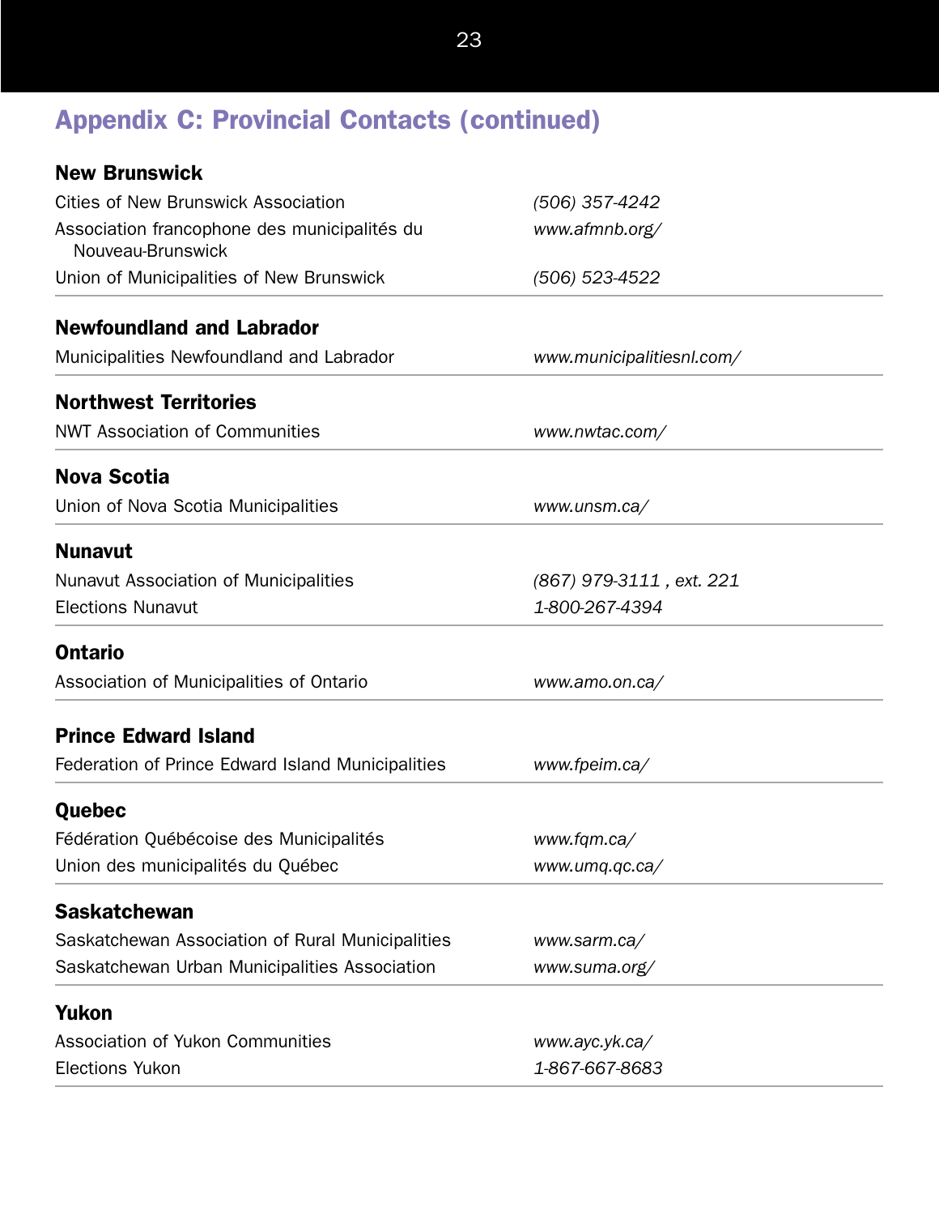## Appendix C: Provincial Contacts (continued)

### New Brunswick

| | |
|---|---|
| Cities of New Brunswick Association | *(506) 357-4242* |
| Association francophone des municipalités du Nouveau-Brunswick | *www.afmnb.org/* |
| Union of Municipalities of New Brunswick | *(506) 523-4522* |

### Newfoundland and Labrador

| | |
|---|---|
| Municipalities Newfoundland and Labrador | *www.municipalitiesnl.com/* |

### Northwest Territories

| | |
|---|---|
| NWT Association of Communities | *www.nwtac.com/* |

### Nova Scotia

| | |
|---|---|
| Union of Nova Scotia Municipalities | *www.unsm.ca/* |

### Nunavut

| | |
|---|---|
| Nunavut Association of Municipalities | *(867) 979-3111 , ext. 221* |
| Elections Nunavut | *1-800-267-4394* |

### Ontario

| | |
|---|---|
| Association of Municipalities of Ontario | *www.amo.on.ca/* |

### Prince Edward Island

| | |
|---|---|
| Federation of Prince Edward Island Municipalities | *www.fpeim.ca/* |

### Quebec

| | |
|---|---|
| Fédération Québécoise des Municipalités | *www.fqm.ca/* |
| Union des municipalités du Québec | *www.umq.qc.ca/* |

### Saskatchewan

| | |
|---|---|
| Saskatchewan Association of Rural Municipalities | *www.sarm.ca/* |
| Saskatchewan Urban Municipalities Association | *www.suma.org/* |

### Yukon

| | |
|---|---|
| Association of Yukon Communities | *www.ayc.yk.ca/* |
| Elections Yukon | *1-867-667-8683* |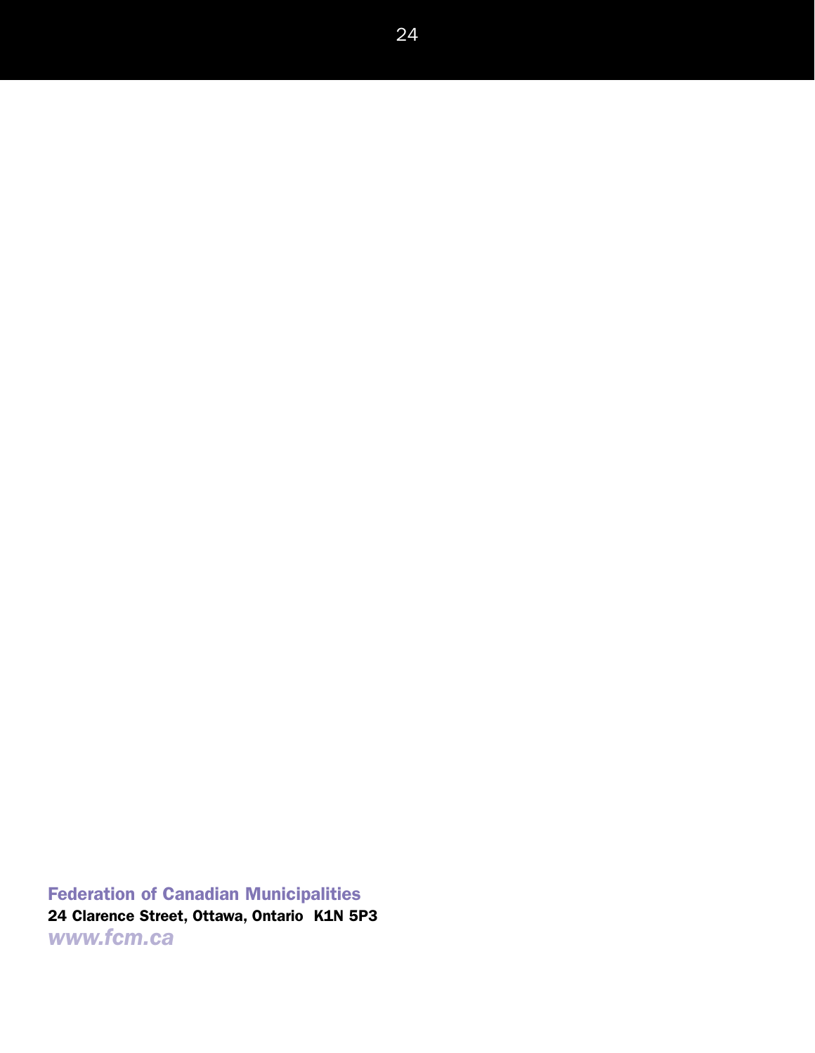**Federation of Canadian Municipalities**
**24 Clarence Street, Ottawa, Ontario K1N 5P3**
***www.fcm.ca***